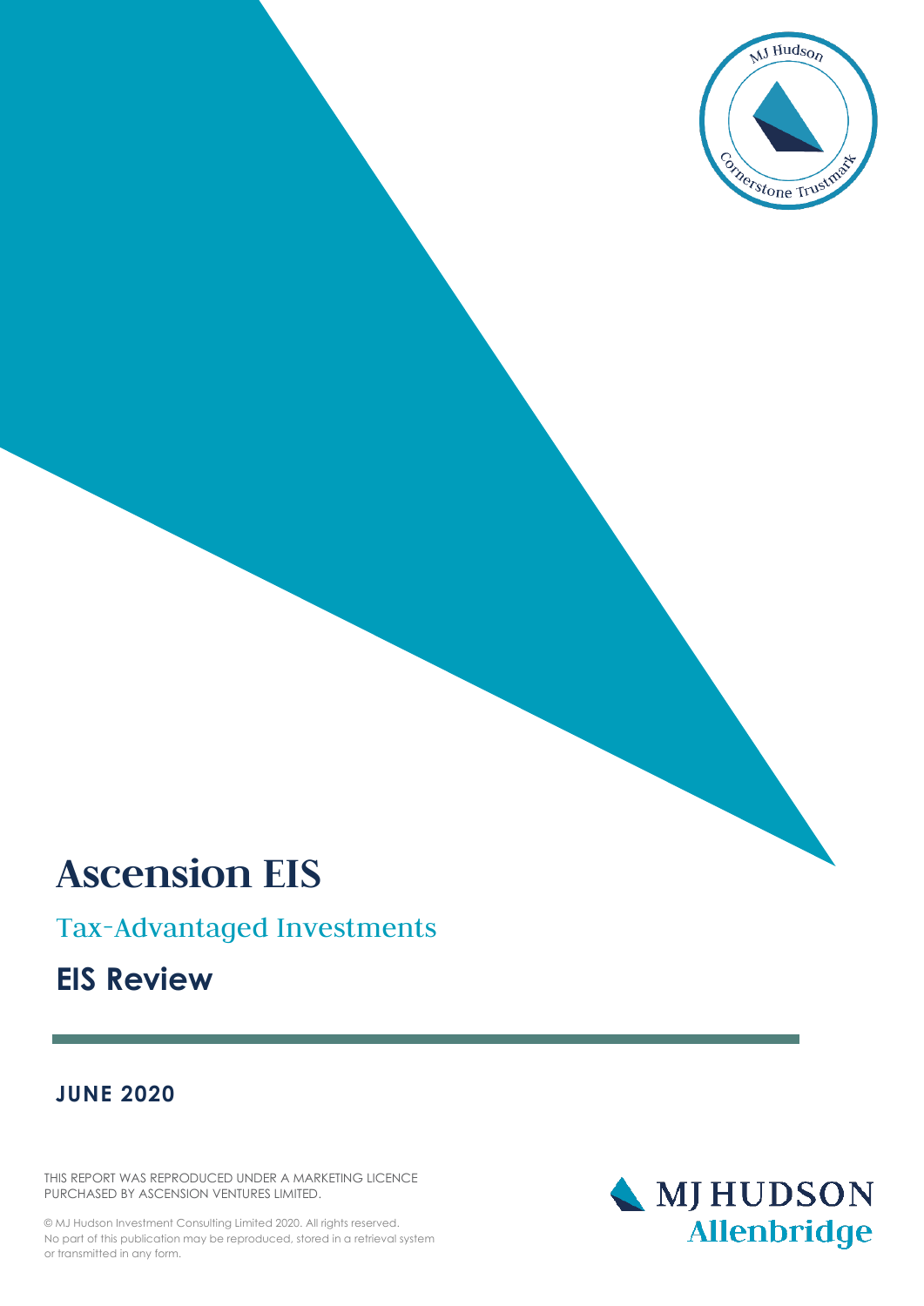# Ascension EIS

## Tax-Advantaged Investments

## EIS Review

**JUNE 2020**

THIS REPORT WAS REPRODUCED UNDER A MARKETING LICENCE PURCHASED BY ASCENSION VENTURES LIMITED.

© MJ Hudson Investment Consulting Limited 2020. All rights reserved. No part of this publication may be reproduced, stored in a retrieval system or transmitted in any form.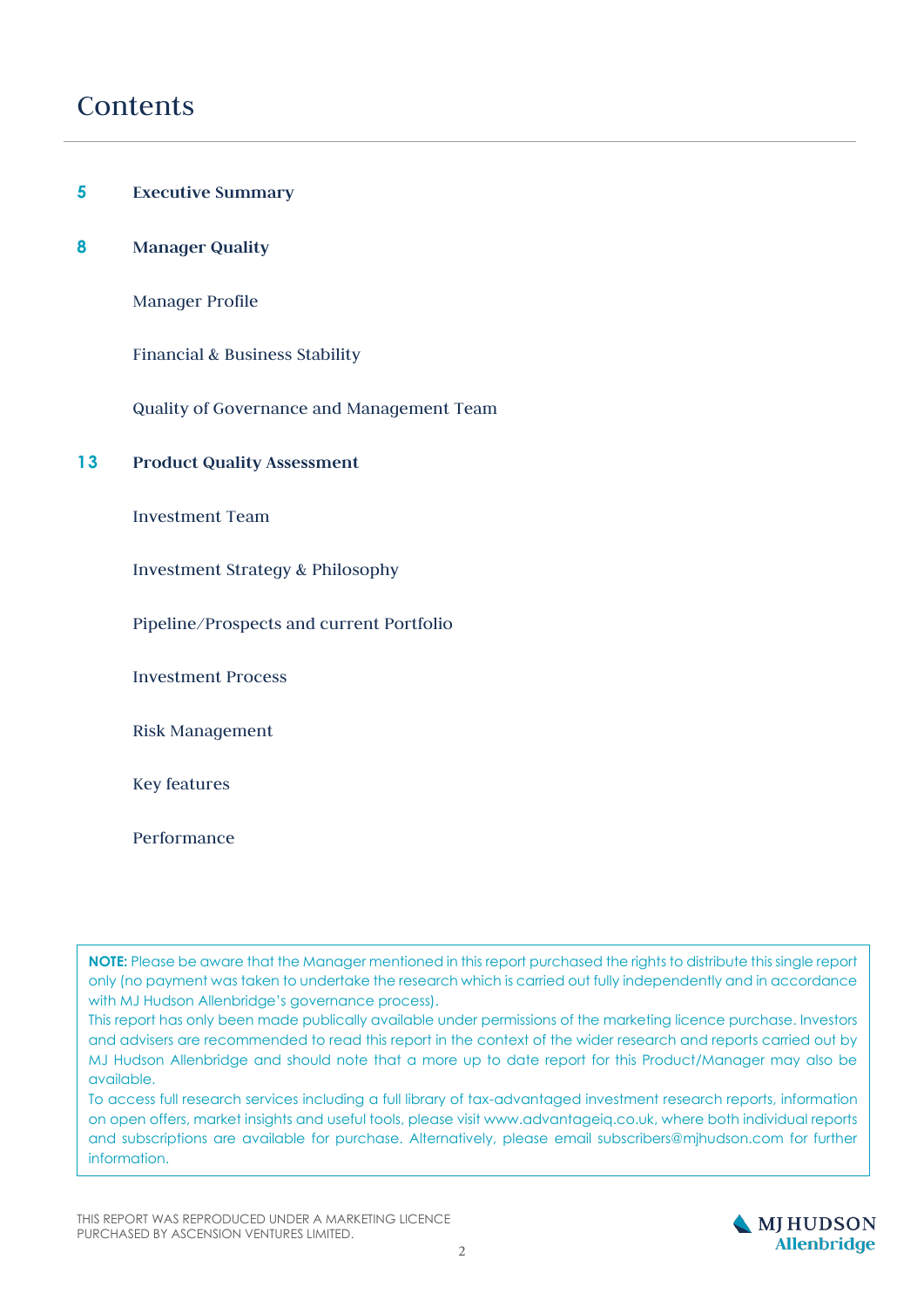# Contents

**5** **Executive Summary**

**8** **Manager Quality**

- Manager Profile
- Financial & Business Stability
- Quality of Governance and Management Team

**13** **Product Quality Assessment**

- Investment Team
- Investment Strategy & Philosophy
- Pipeline/Prospects and current Portfolio
- Investment Process
- Risk Management
- Key features
- Performance

**NOTE:** Please be aware that the Manager mentioned in this report purchased the rights to distribute this single report only (no payment was taken to undertake the research which is carried out fully independently and in accordance with MJ Hudson Allenbridge's governance process).

This report has only been made publically available under permissions of the marketing licence purchase. Investors and advisers are recommended to read this report in the context of the wider research and reports carried out by MJ Hudson Allenbridge and should note that a more up to date report for this Product/Manager may also be available.

To access full research services including a full library of tax-advantaged investment research reports, information on open offers, market insights and useful tools, please visit www.advantageiq.co.uk, where both individual reports and subscriptions are available for purchase. Alternatively, please email subscribers@mjhudson.com for further information.

THIS REPORT WAS REPRODUCED UNDER A MARKETING LICENCE PURCHASED BY ASCENSION VENTURES LIMITED.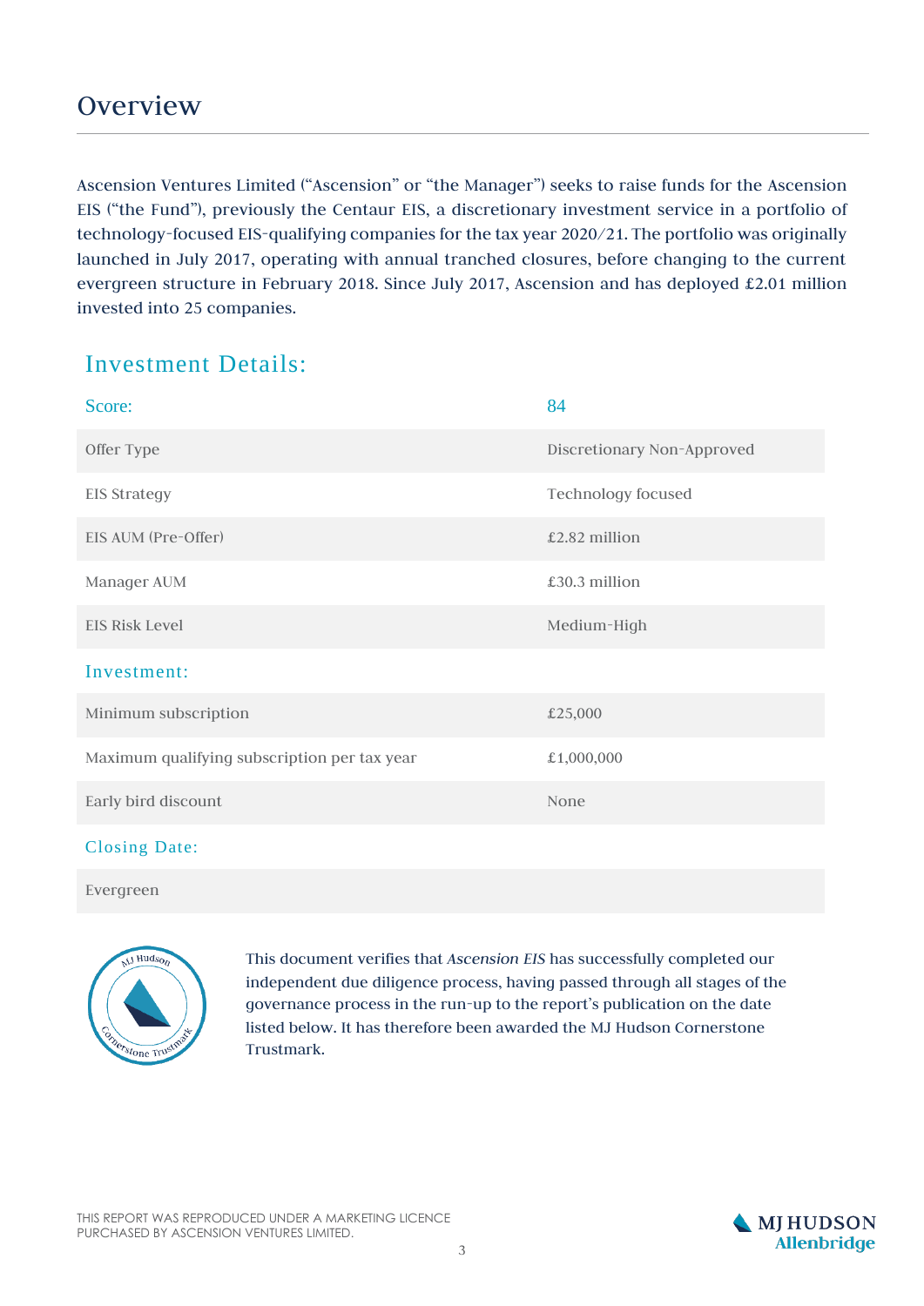# Overview

Ascension Ventures Limited ("Ascension" or "the Manager") seeks to raise funds for the Ascension EIS ("the Fund"), previously the Centaur EIS, a discretionary investment service in a portfolio of technology-focused EIS-qualifying companies for the tax year 2020/21. The portfolio was originally launched in July 2017, operating with annual tranched closures, before changing to the current evergreen structure in February 2018. Since July 2017, Ascension and has deployed £2.01 million invested into 25 companies.

## Investment Details:

| Score: | 84 |
|---|---|
| Offer Type | Discretionary Non-Approved |
| EIS Strategy | Technology focused |
| EIS AUM (Pre-Offer) | £2.82 million |
| Manager AUM | £30.3 million |
| EIS Risk Level | Medium-High |
| **Investment:** | |
| Minimum subscription | £25,000 |
| Maximum qualifying subscription per tax year | £1,000,000 |
| Early bird discount | None |
| **Closing Date:** | |
| Evergreen | |

This document verifies that *Ascension EIS* has successfully completed our independent due diligence process, having passed through all stages of the governance process in the run-up to the report's publication on the date listed below. It has therefore been awarded the MJ Hudson Cornerstone Trustmark.

THIS REPORT WAS REPRODUCED UNDER A MARKETING LICENCE PURCHASED BY ASCENSION VENTURES LIMITED.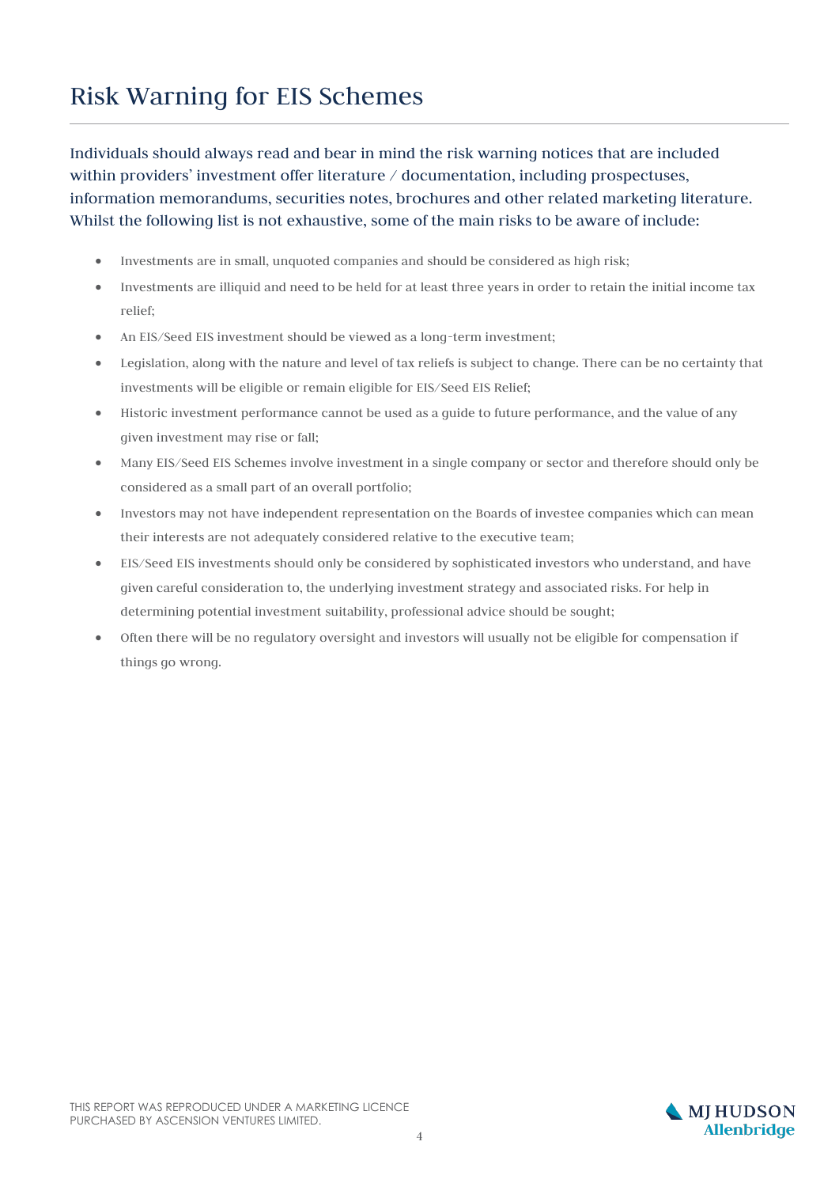# Risk Warning for EIS Schemes

Individuals should always read and bear in mind the risk warning notices that are included within providers' investment offer literature / documentation, including prospectuses, information memorandums, securities notes, brochures and other related marketing literature. Whilst the following list is not exhaustive, some of the main risks to be aware of include:

- Investments are in small, unquoted companies and should be considered as high risk;
- Investments are illiquid and need to be held for at least three years in order to retain the initial income tax relief;
- An EIS/Seed EIS investment should be viewed as a long-term investment;
- Legislation, along with the nature and level of tax reliefs is subject to change. There can be no certainty that investments will be eligible or remain eligible for EIS/Seed EIS Relief;
- Historic investment performance cannot be used as a guide to future performance, and the value of any given investment may rise or fall;
- Many EIS/Seed EIS Schemes involve investment in a single company or sector and therefore should only be considered as a small part of an overall portfolio;
- Investors may not have independent representation on the Boards of investee companies which can mean their interests are not adequately considered relative to the executive team;
- EIS/Seed EIS investments should only be considered by sophisticated investors who understand, and have given careful consideration to, the underlying investment strategy and associated risks. For help in determining potential investment suitability, professional advice should be sought;
- Often there will be no regulatory oversight and investors will usually not be eligible for compensation if things go wrong.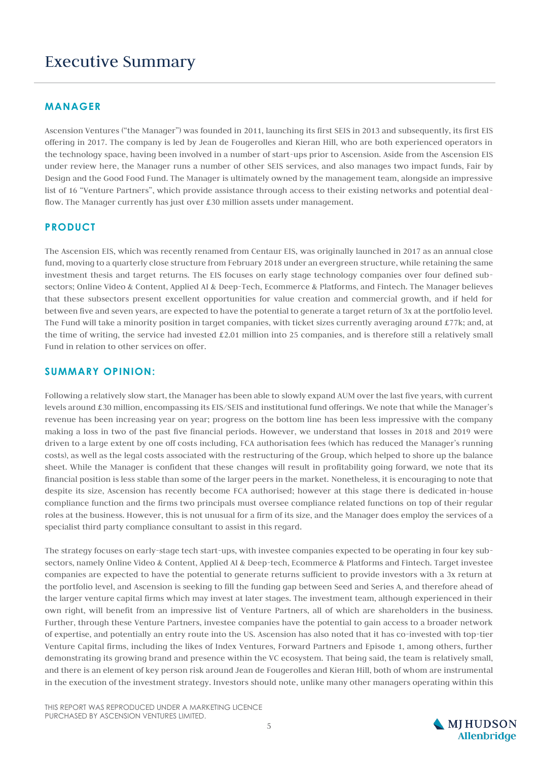# Executive Summary

## MANAGER

Ascension Ventures ("the Manager") was founded in 2011, launching its first SEIS in 2013 and subsequently, its first EIS offering in 2017. The company is led by Jean de Fougerolles and Kieran Hill, who are both experienced operators in the technology space, having been involved in a number of start-ups prior to Ascension. Aside from the Ascension EIS under review here, the Manager runs a number of other SEIS services, and also manages two impact funds, Fair by Design and the Good Food Fund. The Manager is ultimately owned by the management team, alongside an impressive list of 16 "Venture Partners", which provide assistance through access to their existing networks and potential deal-flow. The Manager currently has just over £30 million assets under management.

## PRODUCT

The Ascension EIS, which was recently renamed from Centaur EIS, was originally launched in 2017 as an annual close fund, moving to a quarterly close structure from February 2018 under an evergreen structure, while retaining the same investment thesis and target returns. The EIS focuses on early stage technology companies over four defined sub-sectors; Online Video & Content, Applied AI & Deep-Tech, Ecommerce & Platforms, and Fintech. The Manager believes that these subsectors present excellent opportunities for value creation and commercial growth, and if held for between five and seven years, are expected to have the potential to generate a target return of 3x at the portfolio level. The Fund will take a minority position in target companies, with ticket sizes currently averaging around £77k; and, at the time of writing, the service had invested £2.01 million into 25 companies, and is therefore still a relatively small Fund in relation to other services on offer.

## SUMMARY OPINION:

Following a relatively slow start, the Manager has been able to slowly expand AUM over the last five years, with current levels around £30 million, encompassing its EIS/SEIS and institutional fund offerings. We note that while the Manager's revenue has been increasing year on year; progress on the bottom line has been less impressive with the company making a loss in two of the past five financial periods. However, we understand that losses in 2018 and 2019 were driven to a large extent by one off costs including, FCA authorisation fees (which has reduced the Manager's running costs), as well as the legal costs associated with the restructuring of the Group, which helped to shore up the balance sheet. While the Manager is confident that these changes will result in profitability going forward, we note that its financial position is less stable than some of the larger peers in the market. Nonetheless, it is encouraging to note that despite its size, Ascension has recently become FCA authorised; however at this stage there is dedicated in-house compliance function and the firms two principals must oversee compliance related functions on top of their regular roles at the business. However, this is not unusual for a firm of its size, and the Manager does employ the services of a specialist third party compliance consultant to assist in this regard.

The strategy focuses on early-stage tech start-ups, with investee companies expected to be operating in four key sub-sectors, namely Online Video & Content, Applied AI & Deep-tech, Ecommerce & Platforms and Fintech. Target investee companies are expected to have the potential to generate returns sufficient to provide investors with a 3x return at the portfolio level, and Ascension is seeking to fill the funding gap between Seed and Series A, and therefore ahead of the larger venture capital firms which may invest at later stages. The investment team, although experienced in their own right, will benefit from an impressive list of Venture Partners, all of which are shareholders in the business. Further, through these Venture Partners, investee companies have the potential to gain access to a broader network of expertise, and potentially an entry route into the US. Ascension has also noted that it has co-invested with top-tier Venture Capital firms, including the likes of Index Ventures, Forward Partners and Episode 1, among others, further demonstrating its growing brand and presence within the VC ecosystem. That being said, the team is relatively small, and there is an element of key person risk around Jean de Fougerolles and Kieran Hill, both of whom are instrumental in the execution of the investment strategy. Investors should note, unlike many other managers operating within this

THIS REPORT WAS REPRODUCED UNDER A MARKETING LICENCE PURCHASED BY ASCENSION VENTURES LIMITED.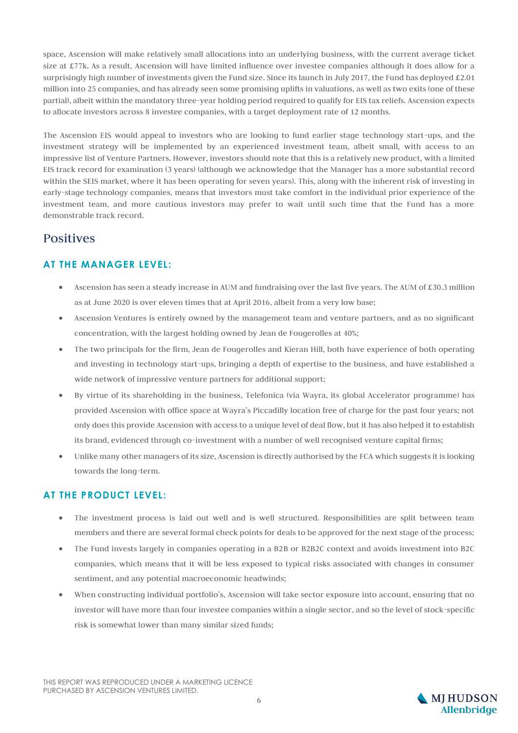space, Ascension will make relatively small allocations into an underlying business, with the current average ticket size at £77k. As a result, Ascension will have limited influence over investee companies although it does allow for a surprisingly high number of investments given the Fund size. Since its launch in July 2017, the Fund has deployed £2.01 million into 25 companies, and has already seen some promising uplifts in valuations, as well as two exits (one of these partial), albeit within the mandatory three-year holding period required to qualify for EIS tax reliefs. Ascension expects to allocate investors across 8 investee companies, with a target deployment rate of 12 months.

The Ascension EIS would appeal to investors who are looking to fund earlier stage technology start-ups, and the investment strategy will be implemented by an experienced investment team, albeit small, with access to an impressive list of Venture Partners. However, investors should note that this is a relatively new product, with a limited EIS track record for examination (3 years) (although we acknowledge that the Manager has a more substantial record within the SEIS market, where it has been operating for seven years). This, along with the inherent risk of investing in early-stage technology companies, means that investors must take comfort in the individual prior experience of the investment team, and more cautious investors may prefer to wait until such time that the Fund has a more demonstrable track record.

## Positives

### AT THE MANAGER LEVEL:

- Ascension has seen a steady increase in AUM and fundraising over the last five years. The AUM of £30.3 million as at June 2020 is over eleven times that at April 2016, albeit from a very low base;
- Ascension Ventures is entirely owned by the management team and venture partners, and as no significant concentration, with the largest holding owned by Jean de Fougerolles at 40%;
- The two principals for the firm, Jean de Fougerolles and Kieran Hill, both have experience of both operating and investing in technology start-ups, bringing a depth of expertise to the business, and have established a wide network of impressive venture partners for additional support;
- By virtue of its shareholding in the business, Telefonica (via Wayra, its global Accelerator programme) has provided Ascension with office space at Wayra's Piccadilly location free of charge for the past four years; not only does this provide Ascension with access to a unique level of deal flow, but it has also helped it to establish its brand, evidenced through co-investment with a number of well recognised venture capital firms;
- Unlike many other managers of its size, Ascension is directly authorised by the FCA which suggests it is looking towards the long-term.

### AT THE PRODUCT LEVEL:

- The investment process is laid out well and is well structured. Responsibilities are split between team members and there are several formal check points for deals to be approved for the next stage of the process;
- The Fund invests largely in companies operating in a B2B or B2B2C context and avoids investment into B2C companies, which means that it will be less exposed to typical risks associated with changes in consumer sentiment, and any potential macroeconomic headwinds;
- When constructing individual portfolio's, Ascension will take sector exposure into account, ensuring that no investor will have more than four investee companies within a single sector, and so the level of stock-specific risk is somewhat lower than many similar sized funds;

THIS REPORT WAS REPRODUCED UNDER A MARKETING LICENCE PURCHASED BY ASCENSION VENTURES LIMITED.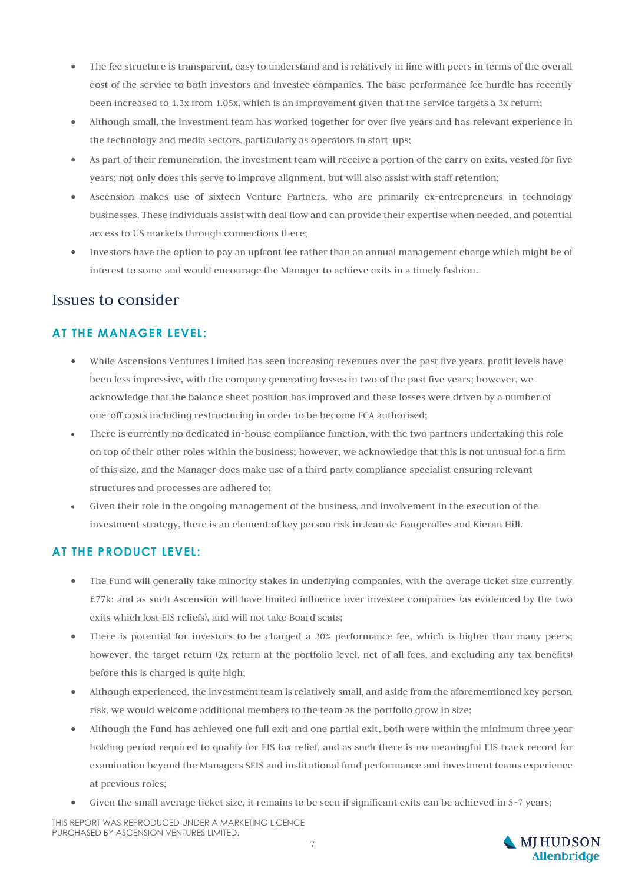- The fee structure is transparent, easy to understand and is relatively in line with peers in terms of the overall cost of the service to both investors and investee companies. The base performance fee hurdle has recently been increased to 1.3x from 1.05x, which is an improvement given that the service targets a 3x return;
- Although small, the investment team has worked together for over five years and has relevant experience in the technology and media sectors, particularly as operators in start-ups;
- As part of their remuneration, the investment team will receive a portion of the carry on exits, vested for five years; not only does this serve to improve alignment, but will also assist with staff retention;
- Ascension makes use of sixteen Venture Partners, who are primarily ex-entrepreneurs in technology businesses. These individuals assist with deal flow and can provide their expertise when needed, and potential access to US markets through connections there;
- Investors have the option to pay an upfront fee rather than an annual management charge which might be of interest to some and would encourage the Manager to achieve exits in a timely fashion.

## Issues to consider

### AT THE MANAGER LEVEL:

- While Ascensions Ventures Limited has seen increasing revenues over the past five years, profit levels have been less impressive, with the company generating losses in two of the past five years; however, we acknowledge that the balance sheet position has improved and these losses were driven by a number of one-off costs including restructuring in order to be become FCA authorised;
- There is currently no dedicated in-house compliance function, with the two partners undertaking this role on top of their other roles within the business; however, we acknowledge that this is not unusual for a firm of this size, and the Manager does make use of a third party compliance specialist ensuring relevant structures and processes are adhered to;
- Given their role in the ongoing management of the business, and involvement in the execution of the investment strategy, there is an element of key person risk in Jean de Fougerolles and Kieran Hill.

### AT THE PRODUCT LEVEL:

- The Fund will generally take minority stakes in underlying companies, with the average ticket size currently £77k; and as such Ascension will have limited influence over investee companies (as evidenced by the two exits which lost EIS reliefs), and will not take Board seats;
- There is potential for investors to be charged a 30% performance fee, which is higher than many peers; however, the target return (2x return at the portfolio level, net of all fees, and excluding any tax benefits) before this is charged is quite high;
- Although experienced, the investment team is relatively small, and aside from the aforementioned key person risk, we would welcome additional members to the team as the portfolio grow in size;
- Although the Fund has achieved one full exit and one partial exit, both were within the minimum three year holding period required to qualify for EIS tax relief, and as such there is no meaningful EIS track record for examination beyond the Managers SEIS and institutional fund performance and investment teams experience at previous roles;
- Given the small average ticket size, it remains to be seen if significant exits can be achieved in 5-7 years;

THIS REPORT WAS REPRODUCED UNDER A MARKETING LICENCE PURCHASED BY ASCENSION VENTURES LIMITED.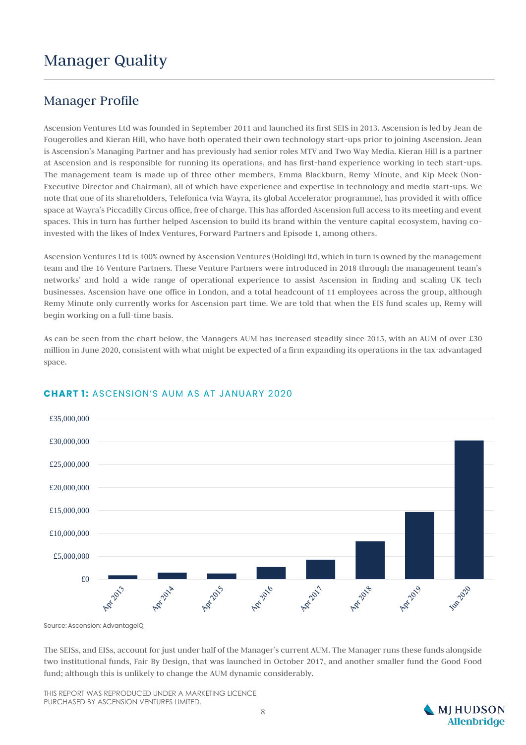# Manager Quality

## Manager Profile

Ascension Ventures Ltd was founded in September 2011 and launched its first SEIS in 2013. Ascension is led by Jean de Fougerolles and Kieran Hill, who have both operated their own technology start-ups prior to joining Ascension. Jean is Ascension's Managing Partner and has previously had senior roles MTV and Two Way Media. Kieran Hill is a partner at Ascension and is responsible for running its operations, and has first-hand experience working in tech start-ups. The management team is made up of three other members, Emma Blackburn, Remy Minute, and Kip Meek (Non-Executive Director and Chairman), all of which have experience and expertise in technology and media start-ups. We note that one of its shareholders, Telefonica (via Wayra, its global Accelerator programme), has provided it with office space at Wayra's Piccadilly Circus office, free of charge. This has afforded Ascension full access to its meeting and event spaces. This in turn has further helped Ascension to build its brand within the venture capital ecosystem, having co-invested with the likes of Index Ventures, Forward Partners and Episode 1, among others.

Ascension Ventures Ltd is 100% owned by Ascension Ventures (Holding) ltd, which in turn is owned by the management team and the 16 Venture Partners. These Venture Partners were introduced in 2018 through the management team's networks' and hold a wide range of operational experience to assist Ascension in finding and scaling UK tech businesses. Ascension have one office in London, and a total headcount of 11 employees across the group, although Remy Minute only currently works for Ascension part time. We are told that when the EIS fund scales up, Remy will begin working on a full-time basis.

As can be seen from the chart below, the Managers AUM has increased steadily since 2015, with an AUM of over £30 million in June 2020, consistent with what might be expected of a firm expanding its operations in the tax-advantaged space.

**CHART 1:** ASCENSION'S AUM AS AT JANUARY 2020

Source: Ascension: AdvantageIQ

The SEISs, and EISs, account for just under half of the Manager's current AUM. The Manager runs these funds alongside two institutional funds, Fair By Design, that was launched in October 2017, and another smaller fund the Good Food fund; although this is unlikely to change the AUM dynamic considerably.

THIS REPORT WAS REPRODUCED UNDER A MARKETING LICENCE PURCHASED BY ASCENSION VENTURES LIMITED.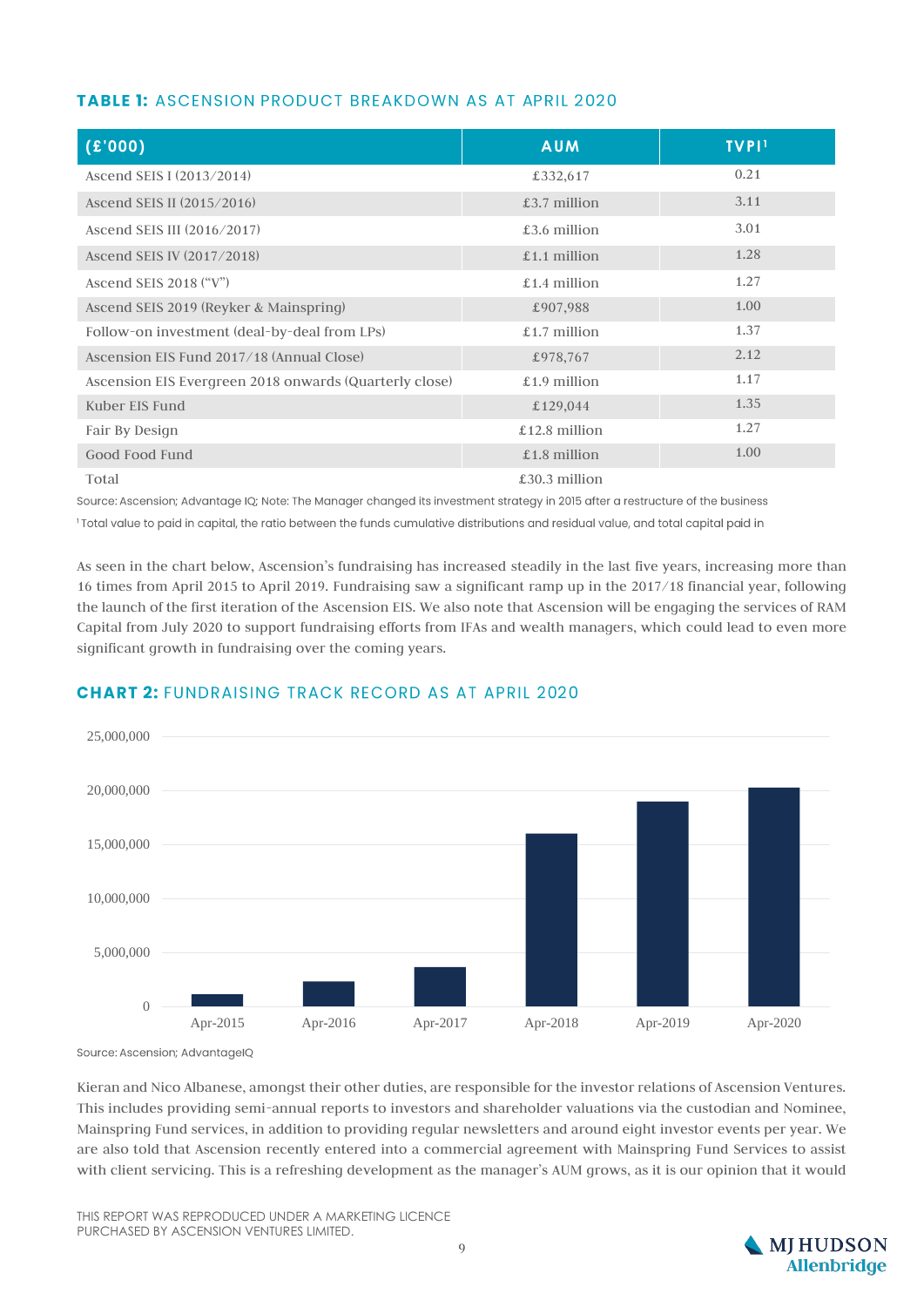**TABLE 1:** ASCENSION PRODUCT BREAKDOWN AS AT APRIL 2020

| (£'000) | AUM | TVPI[1] |
|---|---|---|
| Ascend SEIS I (2013/2014) | £332,617 | 0.21 |
| Ascend SEIS II (2015/2016) | £3.7 million | 3.11 |
| Ascend SEIS III (2016/2017) | £3.6 million | 3.01 |
| Ascend SEIS IV (2017/2018) | £1.1 million | 1.28 |
| Ascend SEIS 2018 ("V") | £1.4 million | 1.27 |
| Ascend SEIS 2019 (Reyker & Mainspring) | £907,988 | 1.00 |
| Follow-on investment (deal-by-deal from LPs) | £1.7 million | 1.37 |
| Ascension EIS Fund 2017/18 (Annual Close) | £978,767 | 2.12 |
| Ascension EIS Evergreen 2018 onwards (Quarterly close) | £1.9 million | 1.17 |
| Kuber EIS Fund | £129,044 | 1.35 |
| Fair By Design | £12.8 million | 1.27 |
| Good Food Fund | £1.8 million | 1.00 |
| Total | £30.3 million | |

Source: Ascension; Advantage IQ; Note: The Manager changed its investment strategy in 2015 after a restructure of the business

[1] Total value to paid in capital, the ratio between the funds cumulative distributions and residual value, and total capital paid in

As seen in the chart below, Ascension's fundraising has increased steadily in the last five years, increasing more than 16 times from April 2015 to April 2019. Fundraising saw a significant ramp up in the 2017/18 financial year, following the launch of the first iteration of the Ascension EIS. We also note that Ascension will be engaging the services of RAM Capital from July 2020 to support fundraising efforts from IFAs and wealth managers, which could lead to even more significant growth in fundraising over the coming years.

**CHART 2:** FUNDRAISING TRACK RECORD AS AT APRIL 2020

Source: Ascension; AdvantageIQ

Kieran and Nico Albanese, amongst their other duties, are responsible for the investor relations of Ascension Ventures. This includes providing semi-annual reports to investors and shareholder valuations via the custodian and Nominee, Mainspring Fund services, in addition to providing regular newsletters and around eight investor events per year. We are also told that Ascension recently entered into a commercial agreement with Mainspring Fund Services to assist with client servicing. This is a refreshing development as the manager's AUM grows, as it is our opinion that it would

THIS REPORT WAS REPRODUCED UNDER A MARKETING LICENCE PURCHASED BY ASCENSION VENTURES LIMITED.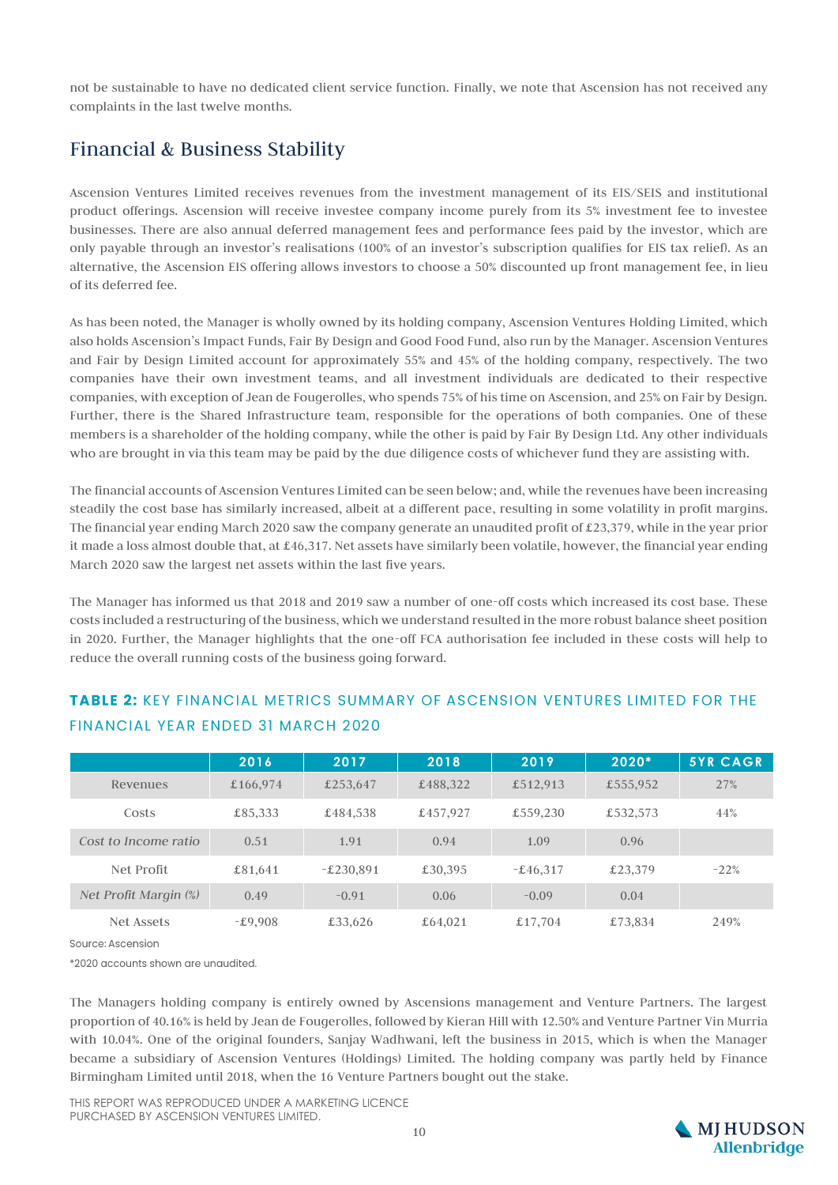not be sustainable to have no dedicated client service function. Finally, we note that Ascension has not received any complaints in the last twelve months.

## Financial & Business Stability

Ascension Ventures Limited receives revenues from the investment management of its EIS/SEIS and institutional product offerings. Ascension will receive investee company income purely from its 5% investment fee to investee businesses. There are also annual deferred management fees and performance fees paid by the investor, which are only payable through an investor's realisations (100% of an investor's subscription qualifies for EIS tax relief). As an alternative, the Ascension EIS offering allows investors to choose a 50% discounted up front management fee, in lieu of its deferred fee.

As has been noted, the Manager is wholly owned by its holding company, Ascension Ventures Holding Limited, which also holds Ascension's Impact Funds, Fair By Design and Good Food Fund, also run by the Manager. Ascension Ventures and Fair by Design Limited account for approximately 55% and 45% of the holding company, respectively. The two companies have their own investment teams, and all investment individuals are dedicated to their respective companies, with exception of Jean de Fougerolles, who spends 75% of his time on Ascension, and 25% on Fair by Design. Further, there is the Shared Infrastructure team, responsible for the operations of both companies. One of these members is a shareholder of the holding company, while the other is paid by Fair By Design Ltd. Any other individuals who are brought in via this team may be paid by the due diligence costs of whichever fund they are assisting with.

The financial accounts of Ascension Ventures Limited can be seen below; and, while the revenues have been increasing steadily the cost base has similarly increased, albeit at a different pace, resulting in some volatility in profit margins. The financial year ending March 2020 saw the company generate an unaudited profit of £23,379, while in the year prior it made a loss almost double that, at £46,317. Net assets have similarly been volatile, however, the financial year ending March 2020 saw the largest net assets within the last five years.

The Manager has informed us that 2018 and 2019 saw a number of one-off costs which increased its cost base. These costs included a restructuring of the business, which we understand resulted in the more robust balance sheet position in 2020. Further, the Manager highlights that the one-off FCA authorisation fee included in these costs will help to reduce the overall running costs of the business going forward.

### TABLE 2: KEY FINANCIAL METRICS SUMMARY OF ASCENSION VENTURES LIMITED FOR THE FINANCIAL YEAR ENDED 31 MARCH 2020

| | 2016 | 2017 | 2018 | 2019 | 2020* | 5YR CAGR |
|---|---|---|---|---|---|---|
| Revenues | £166,974 | £253,647 | £488,322 | £512,913 | £555,952 | 27% |
| Costs | £85,333 | £484,538 | £457,927 | £559,230 | £532,573 | 44% |
| *Cost to Income ratio* | 0.51 | 1.91 | 0.94 | 1.09 | 0.96 | |
| Net Profit | £81,641 | -£230,891 | £30,395 | -£46,317 | £23,379 | -22% |
| *Net Profit Margin (%)* | 0.49 | -0.91 | 0.06 | -0.09 | 0.04 | |
| Net Assets | -£9,908 | £33,626 | £64,021 | £17,704 | £73,834 | 249% |

Source: Ascension

*2020 accounts shown are unaudited.

The Managers holding company is entirely owned by Ascensions management and Venture Partners. The largest proportion of 40.16% is held by Jean de Fougerolles, followed by Kieran Hill with 12.50% and Venture Partner Vin Murria with 10.04%. One of the original founders, Sanjay Wadhwani, left the business in 2015, which is when the Manager became a subsidiary of Ascension Ventures (Holdings) Limited. The holding company was partly held by Finance Birmingham Limited until 2018, when the 16 Venture Partners bought out the stake.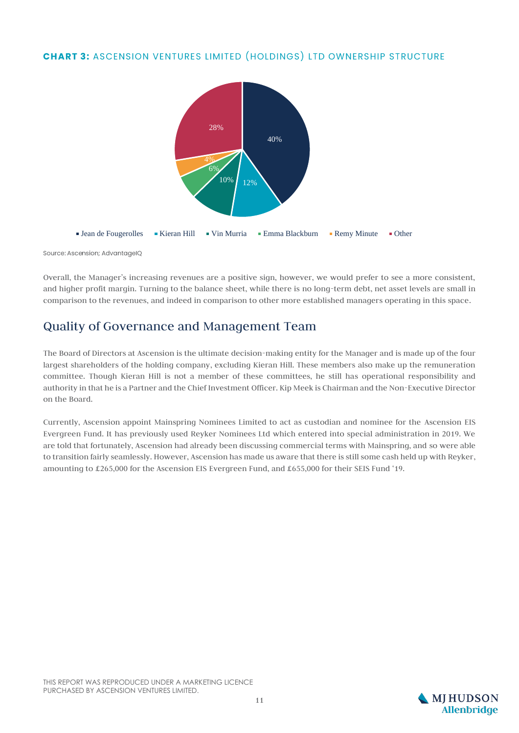**CHART 3:** ASCENSION VENTURES LIMITED (HOLDINGS) LTD OWNERSHIP STRUCTURE

| Shareholder | Share |
|---|---|
| Jean de Fougerolles | 40% |
| Kieran Hill | 12% |
| Vin Murria | 10% |
| Emma Blackburn | 6% |
| Remy Minute | 4% |
| Other | 28% |

Source: Ascension; AdvantageIQ

Overall, the Manager's increasing revenues are a positive sign, however, we would prefer to see a more consistent, and higher profit margin. Turning to the balance sheet, while there is no long-term debt, net asset levels are small in comparison to the revenues, and indeed in comparison to other more established managers operating in this space.

## Quality of Governance and Management Team

The Board of Directors at Ascension is the ultimate decision-making entity for the Manager and is made up of the four largest shareholders of the holding company, excluding Kieran Hill. These members also make up the remuneration committee. Though Kieran Hill is not a member of these committees, he still has operational responsibility and authority in that he is a Partner and the Chief Investment Officer. Kip Meek is Chairman and the Non-Executive Director on the Board.

Currently, Ascension appoint Mainspring Nominees Limited to act as custodian and nominee for the Ascension EIS Evergreen Fund. It has previously used Reyker Nominees Ltd which entered into special administration in 2019. We are told that fortunately, Ascension had already been discussing commercial terms with Mainspring, and so were able to transition fairly seamlessly. However, Ascension has made us aware that there is still some cash held up with Reyker, amounting to £265,000 for the Ascension EIS Evergreen Fund, and £655,000 for their SEIS Fund '19.

THIS REPORT WAS REPRODUCED UNDER A MARKETING LICENCE PURCHASED BY ASCENSION VENTURES LIMITED.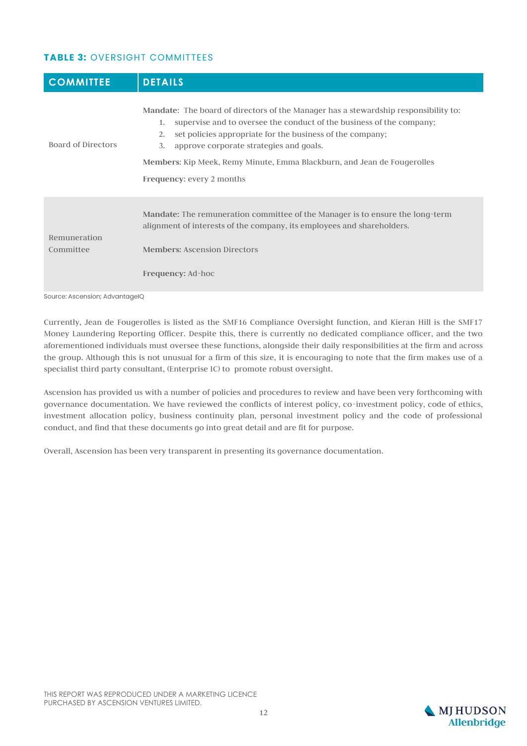**TABLE 3:** OVERSIGHT COMMITTEES

| COMMITTEE | DETAILS |
|---|---|
| Board of Directors | **Mandate**: The board of directors of the Manager has a stewardship responsibility to: 1. supervise and to oversee the conduct of the business of the company; 2. set policies appropriate for the business of the company; 3. approve corporate strategies and goals. **Members**: Kip Meek, Remy Minute, Emma Blackburn, and Jean de Fougerolles **Frequency**: every 2 months |
| Remuneration Committee | **Mandate:** The remuneration committee of the Manager is to ensure the long-term alignment of interests of the company, its employees and shareholders. **Members:** Ascension Directors **Frequency:** Ad-hoc |

Source: Ascension; AdvantageIQ

Currently, Jean de Fougerolles is listed as the SMF16 Compliance Oversight function, and Kieran Hill is the SMF17 Money Laundering Reporting Officer. Despite this, there is currently no dedicated compliance officer, and the two aforementioned individuals must oversee these functions, alongside their daily responsibilities at the firm and across the group. Although this is not unusual for a firm of this size, it is encouraging to note that the firm makes use of a specialist third party consultant, (Enterprise IC) to promote robust oversight.

Ascension has provided us with a number of policies and procedures to review and have been very forthcoming with governance documentation. We have reviewed the conflicts of interest policy, co-investment policy, code of ethics, investment allocation policy, business continuity plan, personal investment policy and the code of professional conduct, and find that these documents go into great detail and are fit for purpose.

Overall, Ascension has been very transparent in presenting its governance documentation.

THIS REPORT WAS REPRODUCED UNDER A MARKETING LICENCE PURCHASED BY ASCENSION VENTURES LIMITED.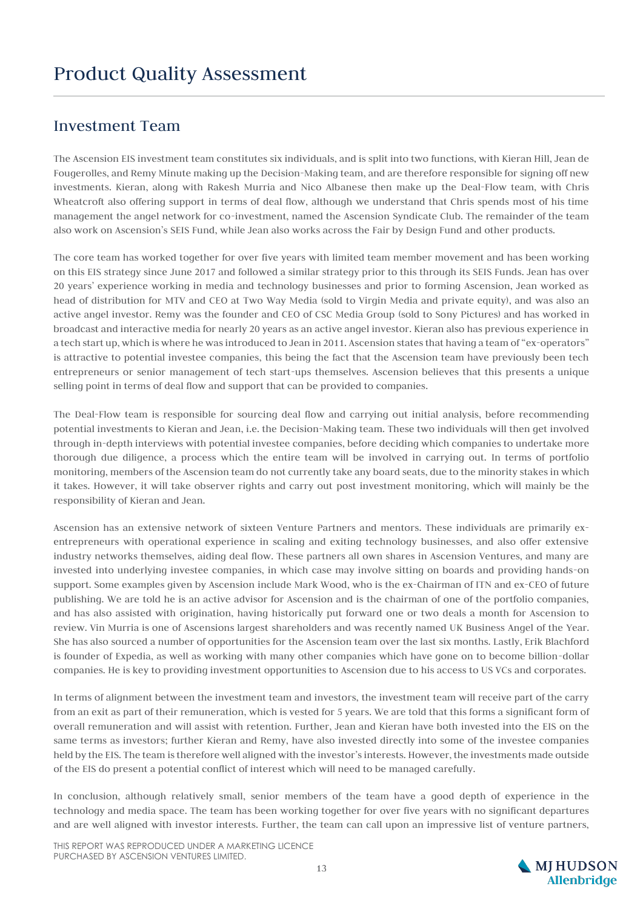# Product Quality Assessment

## Investment Team

The Ascension EIS investment team constitutes six individuals, and is split into two functions, with Kieran Hill, Jean de Fougerolles, and Remy Minute making up the Decision-Making team, and are therefore responsible for signing off new investments. Kieran, along with Rakesh Murria and Nico Albanese then make up the Deal-Flow team, with Chris Wheatcroft also offering support in terms of deal flow, although we understand that Chris spends most of his time management the angel network for co-investment, named the Ascension Syndicate Club. The remainder of the team also work on Ascension's SEIS Fund, while Jean also works across the Fair by Design Fund and other products.

The core team has worked together for over five years with limited team member movement and has been working on this EIS strategy since June 2017 and followed a similar strategy prior to this through its SEIS Funds. Jean has over 20 years' experience working in media and technology businesses and prior to forming Ascension, Jean worked as head of distribution for MTV and CEO at Two Way Media (sold to Virgin Media and private equity), and was also an active angel investor. Remy was the founder and CEO of CSC Media Group (sold to Sony Pictures) and has worked in broadcast and interactive media for nearly 20 years as an active angel investor. Kieran also has previous experience in a tech start up, which is where he was introduced to Jean in 2011. Ascension states that having a team of "ex-operators" is attractive to potential investee companies, this being the fact that the Ascension team have previously been tech entrepreneurs or senior management of tech start-ups themselves. Ascension believes that this presents a unique selling point in terms of deal flow and support that can be provided to companies.

The Deal-Flow team is responsible for sourcing deal flow and carrying out initial analysis, before recommending potential investments to Kieran and Jean, i.e. the Decision-Making team. These two individuals will then get involved through in-depth interviews with potential investee companies, before deciding which companies to undertake more thorough due diligence, a process which the entire team will be involved in carrying out. In terms of portfolio monitoring, members of the Ascension team do not currently take any board seats, due to the minority stakes in which it takes. However, it will take observer rights and carry out post investment monitoring, which will mainly be the responsibility of Kieran and Jean.

Ascension has an extensive network of sixteen Venture Partners and mentors. These individuals are primarily ex-entrepreneurs with operational experience in scaling and exiting technology businesses, and also offer extensive industry networks themselves, aiding deal flow. These partners all own shares in Ascension Ventures, and many are invested into underlying investee companies, in which case may involve sitting on boards and providing hands-on support. Some examples given by Ascension include Mark Wood, who is the ex-Chairman of ITN and ex-CEO of future publishing. We are told he is an active advisor for Ascension and is the chairman of one of the portfolio companies, and has also assisted with origination, having historically put forward one or two deals a month for Ascension to review. Vin Murria is one of Ascensions largest shareholders and was recently named UK Business Angel of the Year. She has also sourced a number of opportunities for the Ascension team over the last six months. Lastly, Erik Blachford is founder of Expedia, as well as working with many other companies which have gone on to become billion-dollar companies. He is key to providing investment opportunities to Ascension due to his access to US VCs and corporates.

In terms of alignment between the investment team and investors, the investment team will receive part of the carry from an exit as part of their remuneration, which is vested for 5 years. We are told that this forms a significant form of overall remuneration and will assist with retention. Further, Jean and Kieran have both invested into the EIS on the same terms as investors; further Kieran and Remy, have also invested directly into some of the investee companies held by the EIS. The team is therefore well aligned with the investor's interests. However, the investments made outside of the EIS do present a potential conflict of interest which will need to be managed carefully.

In conclusion, although relatively small, senior members of the team have a good depth of experience in the technology and media space. The team has been working together for over five years with no significant departures and are well aligned with investor interests. Further, the team can call upon an impressive list of venture partners,

THIS REPORT WAS REPRODUCED UNDER A MARKETING LICENCE PURCHASED BY ASCENSION VENTURES LIMITED.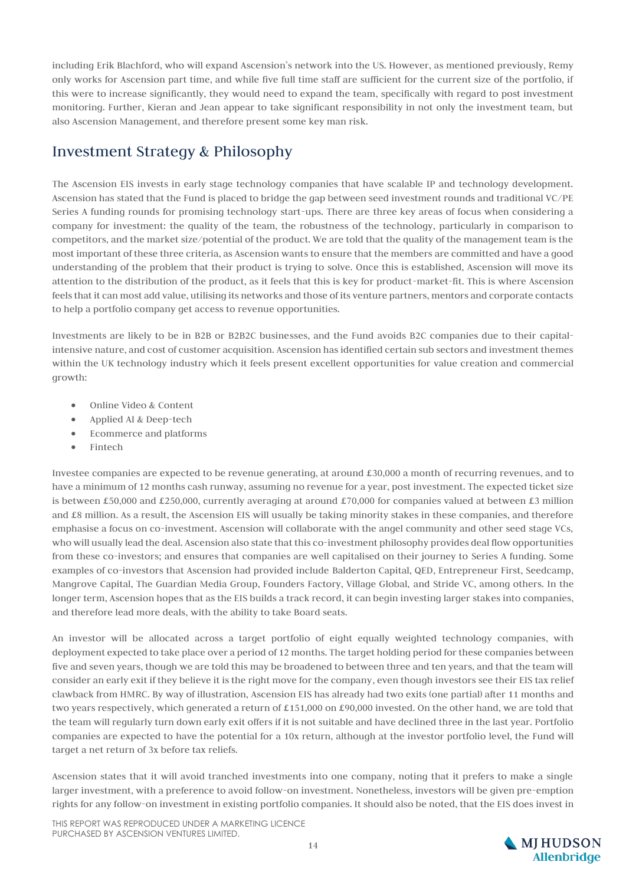including Erik Blachford, who will expand Ascension's network into the US. However, as mentioned previously, Remy only works for Ascension part time, and while five full time staff are sufficient for the current size of the portfolio, if this were to increase significantly, they would need to expand the team, specifically with regard to post investment monitoring. Further, Kieran and Jean appear to take significant responsibility in not only the investment team, but also Ascension Management, and therefore present some key man risk.

## Investment Strategy & Philosophy

The Ascension EIS invests in early stage technology companies that have scalable IP and technology development. Ascension has stated that the Fund is placed to bridge the gap between seed investment rounds and traditional VC/PE Series A funding rounds for promising technology start-ups. There are three key areas of focus when considering a company for investment: the quality of the team, the robustness of the technology, particularly in comparison to competitors, and the market size/potential of the product. We are told that the quality of the management team is the most important of these three criteria, as Ascension wants to ensure that the members are committed and have a good understanding of the problem that their product is trying to solve. Once this is established, Ascension will move its attention to the distribution of the product, as it feels that this is key for product-market-fit. This is where Ascension feels that it can most add value, utilising its networks and those of its venture partners, mentors and corporate contacts to help a portfolio company get access to revenue opportunities.

Investments are likely to be in B2B or B2B2C businesses, and the Fund avoids B2C companies due to their capital-intensive nature, and cost of customer acquisition. Ascension has identified certain sub sectors and investment themes within the UK technology industry which it feels present excellent opportunities for value creation and commercial growth:

- Online Video & Content
- Applied AI & Deep-tech
- Ecommerce and platforms
- Fintech

Investee companies are expected to be revenue generating, at around £30,000 a month of recurring revenues, and to have a minimum of 12 months cash runway, assuming no revenue for a year, post investment. The expected ticket size is between £50,000 and £250,000, currently averaging at around £70,000 for companies valued at between £3 million and £8 million. As a result, the Ascension EIS will usually be taking minority stakes in these companies, and therefore emphasise a focus on co-investment. Ascension will collaborate with the angel community and other seed stage VCs, who will usually lead the deal. Ascension also state that this co-investment philosophy provides deal flow opportunities from these co-investors; and ensures that companies are well capitalised on their journey to Series A funding. Some examples of co-investors that Ascension had provided include Balderton Capital, QED, Entrepreneur First, Seedcamp, Mangrove Capital, The Guardian Media Group, Founders Factory, Village Global, and Stride VC, among others. In the longer term, Ascension hopes that as the EIS builds a track record, it can begin investing larger stakes into companies, and therefore lead more deals, with the ability to take Board seats.

An investor will be allocated across a target portfolio of eight equally weighted technology companies, with deployment expected to take place over a period of 12 months. The target holding period for these companies between five and seven years, though we are told this may be broadened to between three and ten years, and that the team will consider an early exit if they believe it is the right move for the company, even though investors see their EIS tax relief clawback from HMRC. By way of illustration, Ascension EIS has already had two exits (one partial) after 11 months and two years respectively, which generated a return of £151,000 on £90,000 invested. On the other hand, we are told that the team will regularly turn down early exit offers if it is not suitable and have declined three in the last year. Portfolio companies are expected to have the potential for a 10x return, although at the investor portfolio level, the Fund will target a net return of 3x before tax reliefs.

Ascension states that it will avoid tranched investments into one company, noting that it prefers to make a single larger investment, with a preference to avoid follow-on investment. Nonetheless, investors will be given pre-emption rights for any follow-on investment in existing portfolio companies. It should also be noted, that the EIS does invest in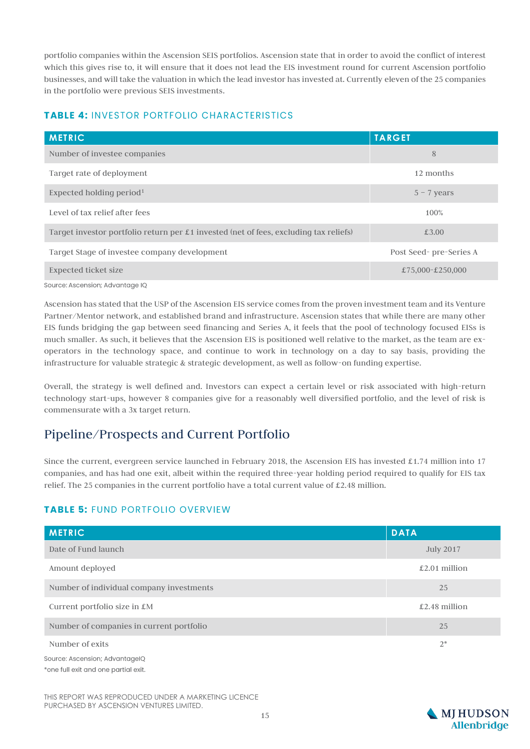portfolio companies within the Ascension SEIS portfolios. Ascension state that in order to avoid the conflict of interest which this gives rise to, it will ensure that it does not lead the EIS investment round for current Ascension portfolio businesses, and will take the valuation in which the lead investor has invested at. Currently eleven of the 25 companies in the portfolio were previous SEIS investments.

### **TABLE 4:** INVESTOR PORTFOLIO CHARACTERISTICS

| METRIC | TARGET |
|---|---|
| Number of investee companies | 8 |
| Target rate of deployment | 12 months |
| Expected holding period[1] | 5 – 7 years |
| Level of tax relief after fees | 100% |
| Target investor portfolio return per £1 invested (net of fees, excluding tax reliefs) | £3.00 |
| Target Stage of investee company development | Post Seed- pre-Series A |
| Expected ticket size | £75,000-£250,000 |

Source: Ascension; Advantage IQ

Ascension has stated that the USP of the Ascension EIS service comes from the proven investment team and its Venture Partner/Mentor network, and established brand and infrastructure. Ascension states that while there are many other EIS funds bridging the gap between seed financing and Series A, it feels that the pool of technology focused EISs is much smaller. As such, it believes that the Ascension EIS is positioned well relative to the market, as the team are ex-operators in the technology space, and continue to work in technology on a day to say basis, providing the infrastructure for valuable strategic & strategic development, as well as follow-on funding expertise.

Overall, the strategy is well defined and. Investors can expect a certain level or risk associated with high-return technology start-ups, however 8 companies give for a reasonably well diversified portfolio, and the level of risk is commensurate with a 3x target return.

## Pipeline/Prospects and Current Portfolio

Since the current, evergreen service launched in February 2018, the Ascension EIS has invested £1.74 million into 17 companies, and has had one exit, albeit within the required three-year holding period required to qualify for EIS tax relief. The 25 companies in the current portfolio have a total current value of £2.48 million.

### **TABLE 5:** FUND PORTFOLIO OVERVIEW

| METRIC | DATA |
|---|---|
| Date of Fund launch | July 2017 |
| Amount deployed | £2.01 million |
| Number of individual company investments | 25 |
| Current portfolio size in £M | £2.48 million |
| Number of companies in current portfolio | 25 |
| Number of exits | 2* |

Source: Ascension; AdvantageIQ

*one full exit and one partial exit.

THIS REPORT WAS REPRODUCED UNDER A MARKETING LICENCE PURCHASED BY ASCENSION VENTURES LIMITED.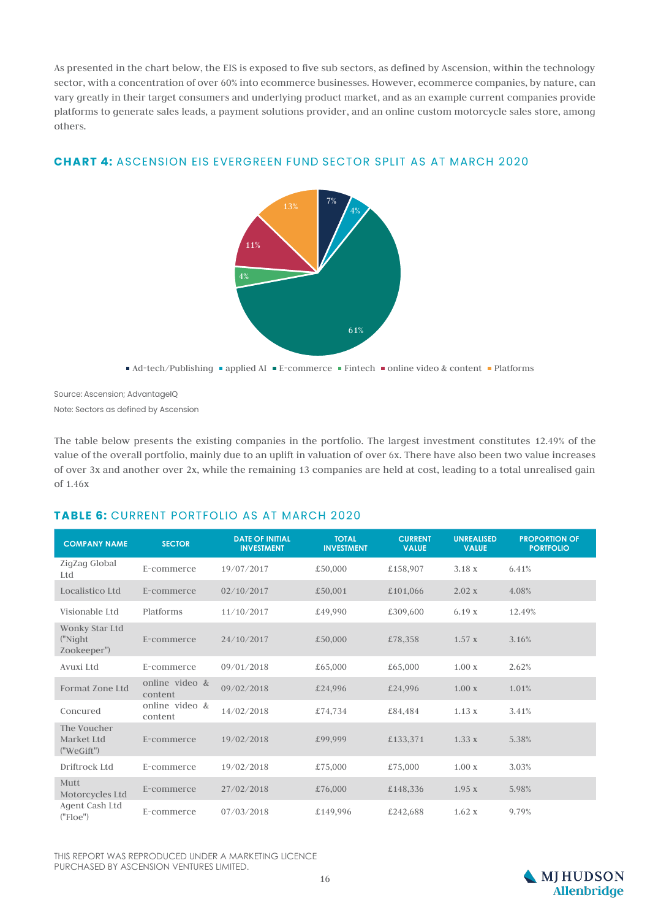As presented in the chart below, the EIS is exposed to five sub sectors, as defined by Ascension, within the technology sector, with a concentration of over 60% into ecommerce businesses. However, ecommerce companies, by nature, can vary greatly in their target consumers and underlying product market, and as an example current companies provide platforms to generate sales leads, a payment solutions provider, and an online custom motorcycle sales store, among others.

## CHART 4: ASCENSION EIS EVERGREEN FUND SECTOR SPLIT AS AT MARCH 2020

| Sector | Share |
|---|---|
| Ad-tech/Publishing | 7% |
| applied AI | 4% |
| E-commerce | 61% |
| Fintech | 4% |
| online video & content | 11% |
| Platforms | 13% |

Source: Ascension; AdvantageIQ

Note: Sectors as defined by Ascension

The table below presents the existing companies in the portfolio. The largest investment constitutes 12.49% of the value of the overall portfolio, mainly due to an uplift in valuation of over 6x. There have also been two value increases of over 3x and another over 2x, while the remaining 13 companies are held at cost, leading to a total unrealised gain of 1.46x

## TABLE 6: CURRENT PORTFOLIO AS AT MARCH 2020

| COMPANY NAME | SECTOR | DATE OF INITIAL INVESTMENT | TOTAL INVESTMENT | CURRENT VALUE | UNREALISED VALUE | PROPORTION OF PORTFOLIO |
|---|---|---|---|---|---|---|
| ZigZag Global Ltd | E-commerce | 19/07/2017 | £50,000 | £158,907 | 3.18 x | 6.41% |
| Localistico Ltd | E-commerce | 02/10/2017 | £50,001 | £101,066 | 2.02 x | 4.08% |
| Visionable Ltd | Platforms | 11/10/2017 | £49,990 | £309,600 | 6.19 x | 12.49% |
| Wonky Star Ltd ("Night Zookeeper") | E-commerce | 24/10/2017 | £50,000 | £78,358 | 1.57 x | 3.16% |
| Avuxi Ltd | E-commerce | 09/01/2018 | £65,000 | £65,000 | 1.00 x | 2.62% |
| Format Zone Ltd | online video & content | 09/02/2018 | £24,996 | £24,996 | 1.00 x | 1.01% |
| Concured | online video & content | 14/02/2018 | £74,734 | £84,484 | 1.13 x | 3.41% |
| The Voucher Market Ltd ("WeGift") | E-commerce | 19/02/2018 | £99,999 | £133,371 | 1.33 x | 5.38% |
| Driftrock Ltd | E-commerce | 19/02/2018 | £75,000 | £75,000 | 1.00 x | 3.03% |
| Mutt Motorcycles Ltd | E-commerce | 27/02/2018 | £76,000 | £148,336 | 1.95 x | 5.98% |
| Agent Cash Ltd ("Floe") | E-commerce | 07/03/2018 | £149,996 | £242,688 | 1.62 x | 9.79% |

THIS REPORT WAS REPRODUCED UNDER A MARKETING LICENCE PURCHASED BY ASCENSION VENTURES LIMITED.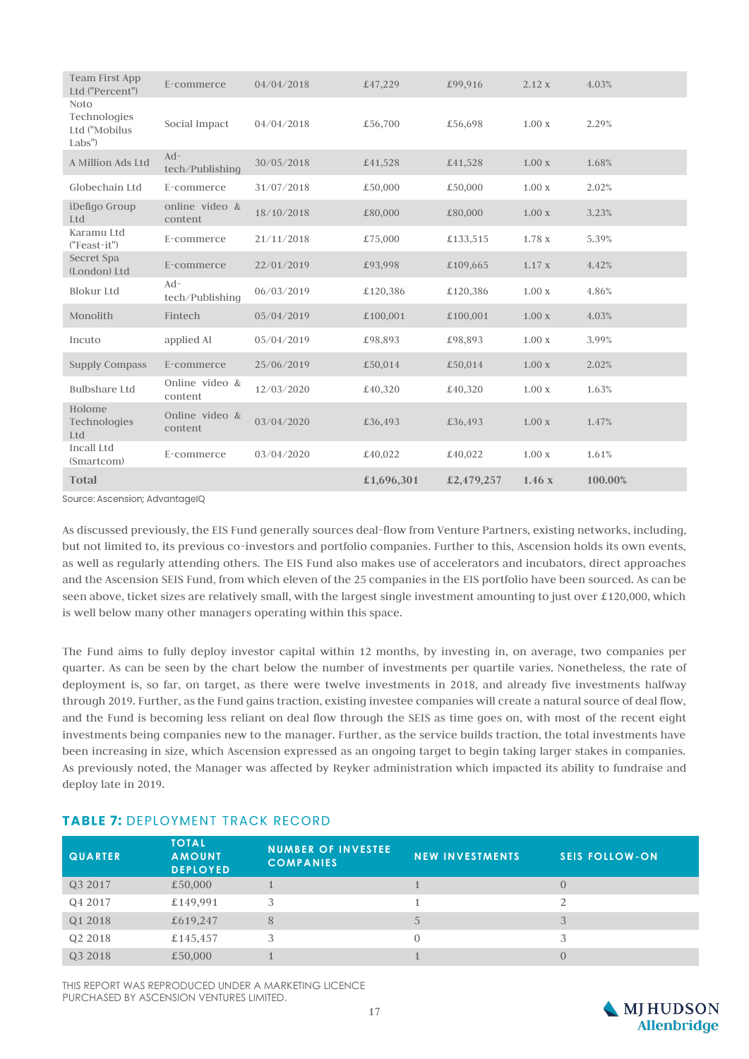| | | | | | | |
|---|---|---|---|---|---|---|
| Team First App Ltd ("Percent") | E-commerce | 04/04/2018 | £47,229 | £99,916 | 2.12 x | 4.03% |
| Noto Technologies Ltd ("Mobilus Labs") | Social Impact | 04/04/2018 | £56,700 | £56,698 | 1.00 x | 2.29% |
| A Million Ads Ltd | Ad-tech/Publishing | 30/05/2018 | £41,528 | £41,528 | 1.00 x | 1.68% |
| Globechain Ltd | E-commerce | 31/07/2018 | £50,000 | £50,000 | 1.00 x | 2.02% |
| iDefigo Group Ltd | online video & content | 18/10/2018 | £80,000 | £80,000 | 1.00 x | 3.23% |
| Karamu Ltd ("Feast-it") | E-commerce | 21/11/2018 | £75,000 | £133,515 | 1.78 x | 5.39% |
| Secret Spa (London) Ltd | E-commerce | 22/01/2019 | £93,998 | £109,665 | 1.17 x | 4.42% |
| Blokur Ltd | Ad-tech/Publishing | 06/03/2019 | £120,386 | £120,386 | 1.00 x | 4.86% |
| Monolith | Fintech | 05/04/2019 | £100,001 | £100,001 | 1.00 x | 4.03% |
| Incuto | applied AI | 05/04/2019 | £98,893 | £98,893 | 1.00 x | 3.99% |
| Supply Compass | E-commerce | 25/06/2019 | £50,014 | £50,014 | 1.00 x | 2.02% |
| Bulbshare Ltd | Online video & content | 12/03/2020 | £40,320 | £40,320 | 1.00 x | 1.63% |
| Holome Technologies Ltd | Online video & content | 03/04/2020 | £36,493 | £36,493 | 1.00 x | 1.47% |
| Incall Ltd (Smartcom) | E-commerce | 03/04/2020 | £40,022 | £40,022 | 1.00 x | 1.61% |
| **Total** | | | **£1,696,301** | **£2,479,257** | **1.46 x** | **100.00%** |

Source: Ascension; AdvantageIQ

As discussed previously, the EIS Fund generally sources deal-flow from Venture Partners, existing networks, including, but not limited to, its previous co-investors and portfolio companies. Further to this, Ascension holds its own events, as well as regularly attending others. The EIS Fund also makes use of accelerators and incubators, direct approaches and the Ascension SEIS Fund, from which eleven of the 25 companies in the EIS portfolio have been sourced. As can be seen above, ticket sizes are relatively small, with the largest single investment amounting to just over £120,000, which is well below many other managers operating within this space.

The Fund aims to fully deploy investor capital within 12 months, by investing in, on average, two companies per quarter. As can be seen by the chart below the number of investments per quartile varies. Nonetheless, the rate of deployment is, so far, on target, as there were twelve investments in 2018, and already five investments halfway through 2019. Further, as the Fund gains traction, existing investee companies will create a natural source of deal flow, and the Fund is becoming less reliant on deal flow through the SEIS as time goes on, with most of the recent eight investments being companies new to the manager. Further, as the service builds traction, the total investments have been increasing in size, which Ascension expressed as an ongoing target to begin taking larger stakes in companies. As previously noted, the Manager was affected by Reyker administration which impacted its ability to fundraise and deploy late in 2019.

### TABLE 7: DEPLOYMENT TRACK RECORD

| QUARTER | TOTAL AMOUNT DEPLOYED | NUMBER OF INVESTEE COMPANIES | NEW INVESTMENTS | SEIS FOLLOW-ON |
|---|---|---|---|---|
| Q3 2017 | £50,000 | 1 | 1 | 0 |
| Q4 2017 | £149,991 | 3 | 1 | 2 |
| Q1 2018 | £619,247 | 8 | 5 | 3 |
| Q2 2018 | £145,457 | 3 | 0 | 3 |
| Q3 2018 | £50,000 | 1 | 1 | 0 |

THIS REPORT WAS REPRODUCED UNDER A MARKETING LICENCE PURCHASED BY ASCENSION VENTURES LIMITED.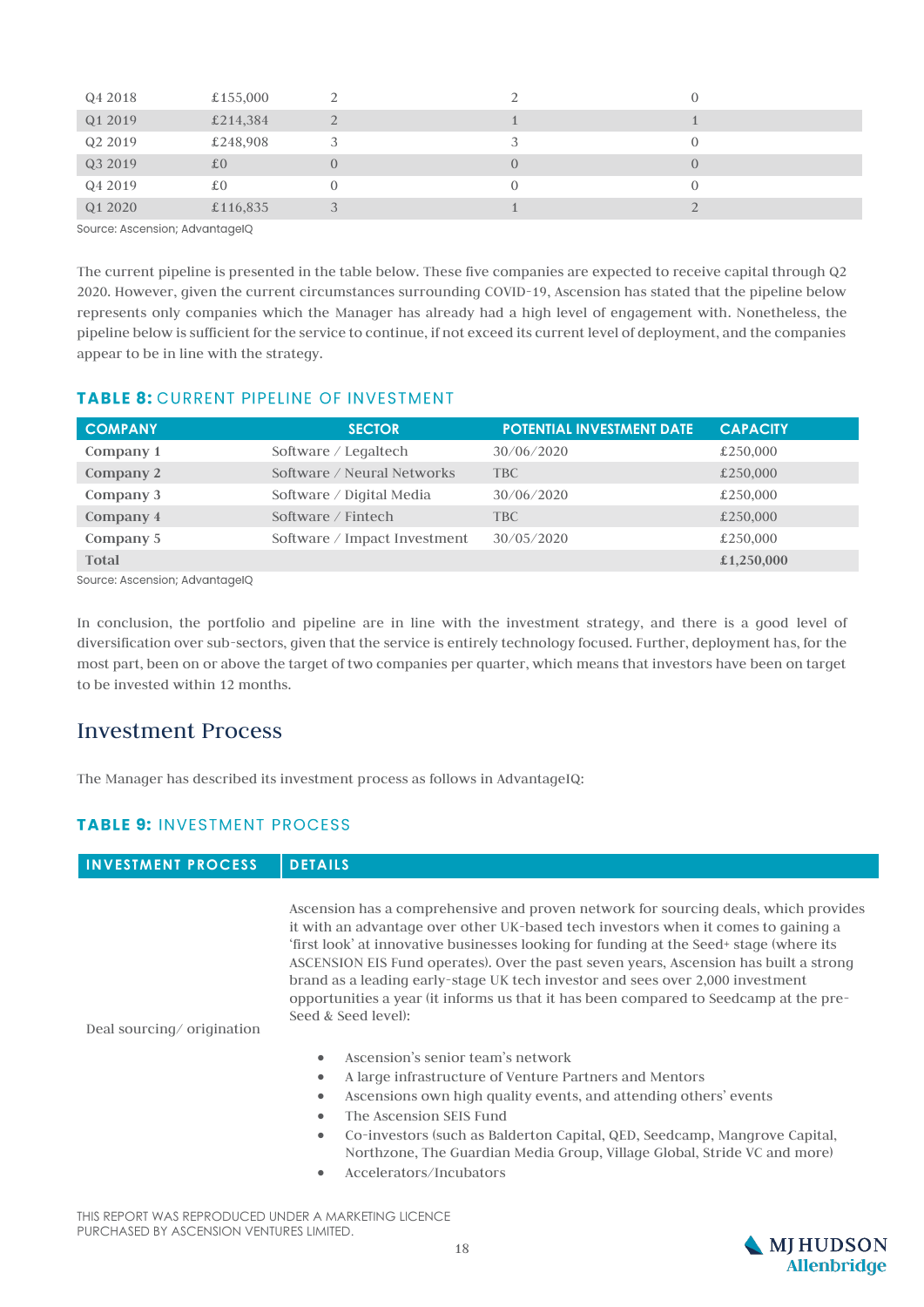| | | | | |
|---|---|---|---|---|
| Q4 2018 | £155,000 | 2 | 2 | 0 |
| Q1 2019 | £214,384 | 2 | 1 | 1 |
| Q2 2019 | £248,908 | 3 | 3 | 0 |
| Q3 2019 | £0 | 0 | 0 | 0 |
| Q4 2019 | £0 | 0 | 0 | 0 |
| Q1 2020 | £116,835 | 3 | 1 | 2 |

Source: Ascension; AdvantageIQ

The current pipeline is presented in the table below. These five companies are expected to receive capital through Q2 2020. However, given the current circumstances surrounding COVID-19, Ascension has stated that the pipeline below represents only companies which the Manager has already had a high level of engagement with. Nonetheless, the pipeline below is sufficient for the service to continue, if not exceed its current level of deployment, and the companies appear to be in line with the strategy.

### TABLE 8: CURRENT PIPELINE OF INVESTMENT

| COMPANY | SECTOR | POTENTIAL INVESTMENT DATE | CAPACITY |
|---|---|---|---|
| **Company 1** | Software / Legaltech | 30/06/2020 | £250,000 |
| **Company 2** | Software / Neural Networks | TBC | £250,000 |
| **Company 3** | Software / Digital Media | 30/06/2020 | £250,000 |
| **Company 4** | Software / Fintech | TBC | £250,000 |
| **Company 5** | Software / Impact Investment | 30/05/2020 | £250,000 |
| **Total** | | | **£1,250,000** |

Source: Ascension; AdvantageIQ

In conclusion, the portfolio and pipeline are in line with the investment strategy, and there is a good level of diversification over sub-sectors, given that the service is entirely technology focused. Further, deployment has, for the most part, been on or above the target of two companies per quarter, which means that investors have been on target to be invested within 12 months.

## Investment Process

The Manager has described its investment process as follows in AdvantageIQ:

### TABLE 9: INVESTMENT PROCESS

| INVESTMENT PROCESS | DETAILS |
|---|---|
| Deal sourcing/ origination | Ascension has a comprehensive and proven network for sourcing deals, which provides it with an advantage over other UK-based tech investors when it comes to gaining a 'first look' at innovative businesses looking for funding at the Seed+ stage (where its ASCENSION EIS Fund operates). Over the past seven years, Ascension has built a strong brand as a leading early-stage UK tech investor and sees over 2,000 investment opportunities a year (it informs us that it has been compared to Seedcamp at the pre-Seed & Seed level):<br>• Ascension's senior team's network<br>• A large infrastructure of Venture Partners and Mentors<br>• Ascensions own high quality events, and attending others' events<br>• The Ascension SEIS Fund<br>• Co-investors (such as Balderton Capital, QED, Seedcamp, Mangrove Capital, Northzone, The Guardian Media Group, Village Global, Stride VC and more)<br>• Accelerators/Incubators |

THIS REPORT WAS REPRODUCED UNDER A MARKETING LICENCE PURCHASED BY ASCENSION VENTURES LIMITED.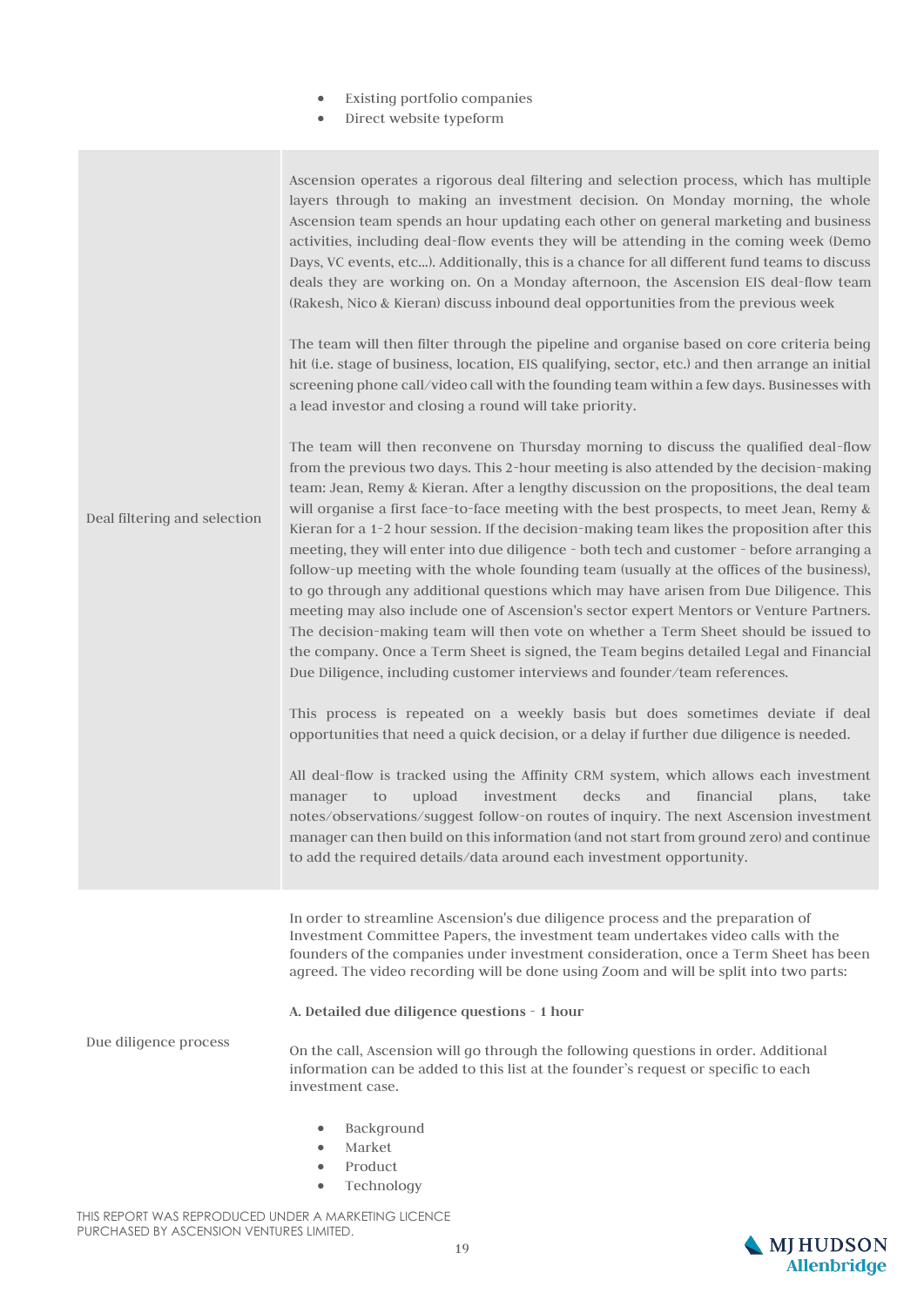- Existing portfolio companies
- Direct website typeform

| | |
|---|---|
| Deal filtering and selection | Ascension operates a rigorous deal filtering and selection process, which has multiple layers through to making an investment decision. On Monday morning, the whole Ascension team spends an hour updating each other on general marketing and business activities, including deal-flow events they will be attending in the coming week (Demo Days, VC events, etc...). Additionally, this is a chance for all different fund teams to discuss deals they are working on. On a Monday afternoon, the Ascension EIS deal-flow team (Rakesh, Nico & Kieran) discuss inbound deal opportunities from the previous week<br><br>The team will then filter through the pipeline and organise based on core criteria being hit (i.e. stage of business, location, EIS qualifying, sector, etc.) and then arrange an initial screening phone call/video call with the founding team within a few days. Businesses with a lead investor and closing a round will take priority.<br><br>The team will then reconvene on Thursday morning to discuss the qualified deal-flow from the previous two days. This 2-hour meeting is also attended by the decision-making team: Jean, Remy & Kieran. After a lengthy discussion on the propositions, the deal team will organise a first face-to-face meeting with the best prospects, to meet Jean, Remy & Kieran for a 1-2 hour session. If the decision-making team likes the proposition after this meeting, they will enter into due diligence - both tech and customer - before arranging a follow-up meeting with the whole founding team (usually at the offices of the business), to go through any additional questions which may have arisen from Due Diligence. This meeting may also include one of Ascension's sector expert Mentors or Venture Partners. The decision-making team will then vote on whether a Term Sheet should be issued to the company. Once a Term Sheet is signed, the Team begins detailed Legal and Financial Due Diligence, including customer interviews and founder/team references.<br><br>This process is repeated on a weekly basis but does sometimes deviate if deal opportunities that need a quick decision, or a delay if further due diligence is needed.<br><br>All deal-flow is tracked using the Affinity CRM system, which allows each investment manager to upload investment decks and financial plans, take notes/observations/suggest follow-on routes of inquiry. The next Ascension investment manager can then build on this information (and not start from ground zero) and continue to add the required details/data around each investment opportunity. |
| Due diligence process | In order to streamline Ascension's due diligence process and the preparation of Investment Committee Papers, the investment team undertakes video calls with the founders of the companies under investment consideration, once a Term Sheet has been agreed. The video recording will be done using Zoom and will be split into two parts:<br><br>**A. Detailed due diligence questions - 1 hour**<br><br>On the call, Ascension will go through the following questions in order. Additional information can be added to this list at the founder's request or specific to each investment case.<br><br>• Background<br>• Market<br>• Product<br>• Technology |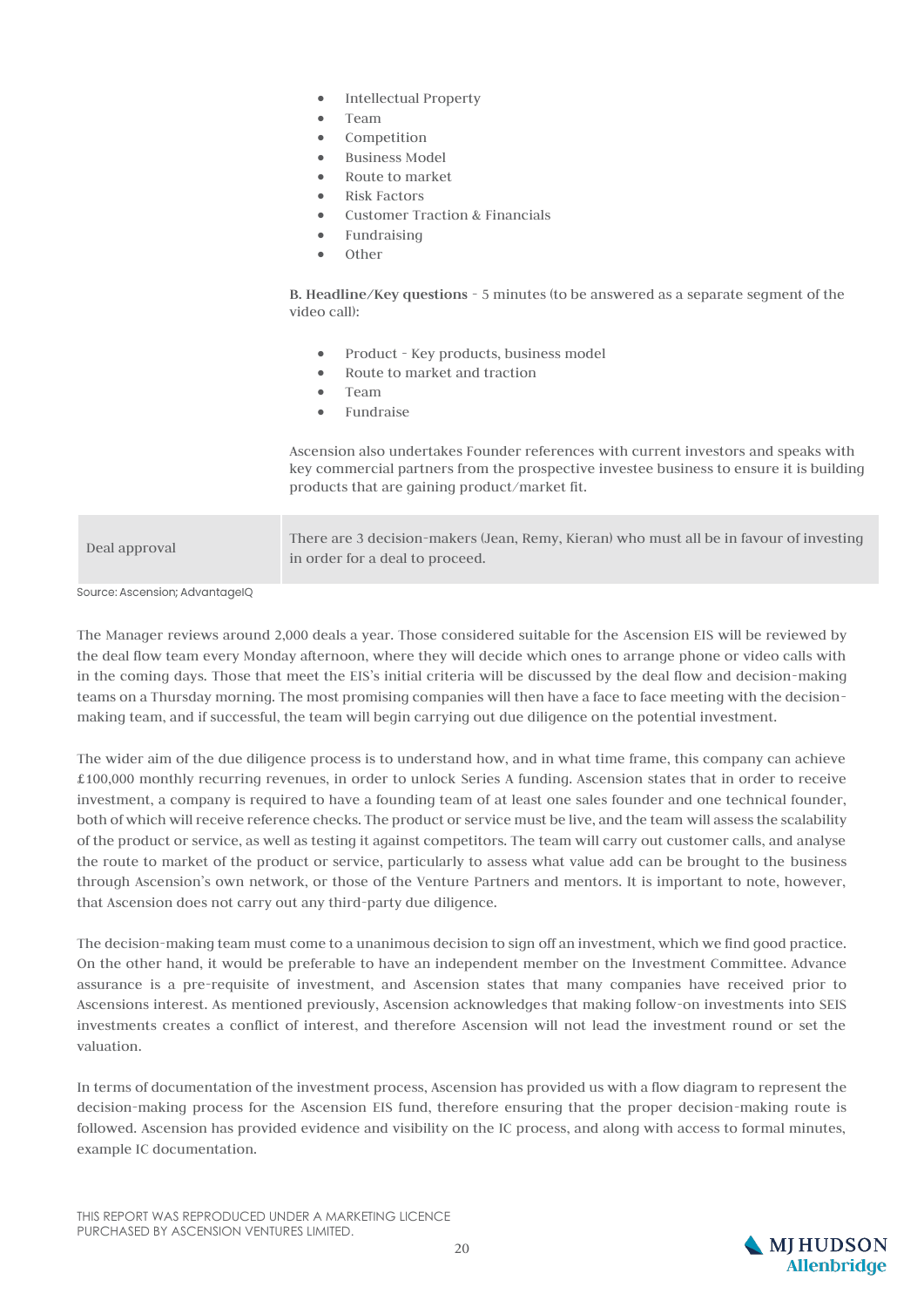- Intellectual Property
- Team
- Competition
- Business Model
- Route to market
- Risk Factors
- Customer Traction & Financials
- Fundraising
- Other

**B. Headline/Key questions** - 5 minutes (to be answered as a separate segment of the video call):

- Product - Key products, business model
- Route to market and traction
- Team
- Fundraise

Ascension also undertakes Founder references with current investors and speaks with key commercial partners from the prospective investee business to ensure it is building products that are gaining product/market fit.

| | |
|---|---|
| Deal approval | There are 3 decision-makers (Jean, Remy, Kieran) who must all be in favour of investing in order for a deal to proceed. |

Source: Ascension; AdvantageIQ

The Manager reviews around 2,000 deals a year. Those considered suitable for the Ascension EIS will be reviewed by the deal flow team every Monday afternoon, where they will decide which ones to arrange phone or video calls with in the coming days. Those that meet the EIS's initial criteria will be discussed by the deal flow and decision-making teams on a Thursday morning. The most promising companies will then have a face to face meeting with the decision-making team, and if successful, the team will begin carrying out due diligence on the potential investment.

The wider aim of the due diligence process is to understand how, and in what time frame, this company can achieve £100,000 monthly recurring revenues, in order to unlock Series A funding. Ascension states that in order to receive investment, a company is required to have a founding team of at least one sales founder and one technical founder, both of which will receive reference checks. The product or service must be live, and the team will assess the scalability of the product or service, as well as testing it against competitors. The team will carry out customer calls, and analyse the route to market of the product or service, particularly to assess what value add can be brought to the business through Ascension's own network, or those of the Venture Partners and mentors. It is important to note, however, that Ascension does not carry out any third-party due diligence.

The decision-making team must come to a unanimous decision to sign off an investment, which we find good practice. On the other hand, it would be preferable to have an independent member on the Investment Committee. Advance assurance is a pre-requisite of investment, and Ascension states that many companies have received prior to Ascensions interest. As mentioned previously, Ascension acknowledges that making follow-on investments into SEIS investments creates a conflict of interest, and therefore Ascension will not lead the investment round or set the valuation.

In terms of documentation of the investment process, Ascension has provided us with a flow diagram to represent the decision-making process for the Ascension EIS fund, therefore ensuring that the proper decision-making route is followed. Ascension has provided evidence and visibility on the IC process, and along with access to formal minutes, example IC documentation.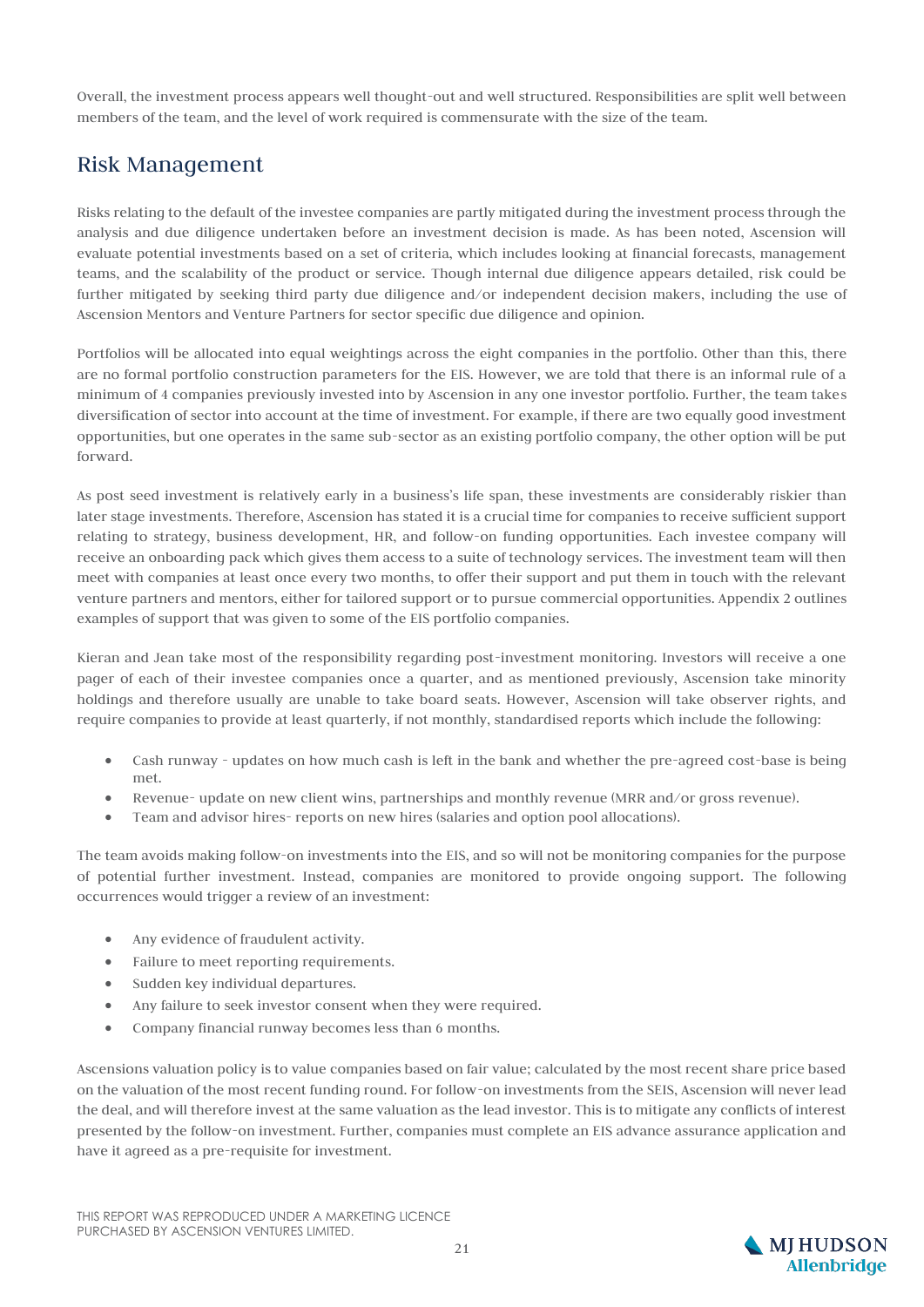Overall, the investment process appears well thought-out and well structured. Responsibilities are split well between members of the team, and the level of work required is commensurate with the size of the team.

## Risk Management

Risks relating to the default of the investee companies are partly mitigated during the investment process through the analysis and due diligence undertaken before an investment decision is made. As has been noted, Ascension will evaluate potential investments based on a set of criteria, which includes looking at financial forecasts, management teams, and the scalability of the product or service. Though internal due diligence appears detailed, risk could be further mitigated by seeking third party due diligence and/or independent decision makers, including the use of Ascension Mentors and Venture Partners for sector specific due diligence and opinion.

Portfolios will be allocated into equal weightings across the eight companies in the portfolio. Other than this, there are no formal portfolio construction parameters for the EIS. However, we are told that there is an informal rule of a minimum of 4 companies previously invested into by Ascension in any one investor portfolio. Further, the team takes diversification of sector into account at the time of investment. For example, if there are two equally good investment opportunities, but one operates in the same sub-sector as an existing portfolio company, the other option will be put forward.

As post seed investment is relatively early in a business's life span, these investments are considerably riskier than later stage investments. Therefore, Ascension has stated it is a crucial time for companies to receive sufficient support relating to strategy, business development, HR, and follow-on funding opportunities. Each investee company will receive an onboarding pack which gives them access to a suite of technology services. The investment team will then meet with companies at least once every two months, to offer their support and put them in touch with the relevant venture partners and mentors, either for tailored support or to pursue commercial opportunities. Appendix 2 outlines examples of support that was given to some of the EIS portfolio companies.

Kieran and Jean take most of the responsibility regarding post-investment monitoring. Investors will receive a one pager of each of their investee companies once a quarter, and as mentioned previously, Ascension take minority holdings and therefore usually are unable to take board seats. However, Ascension will take observer rights, and require companies to provide at least quarterly, if not monthly, standardised reports which include the following:

- Cash runway - updates on how much cash is left in the bank and whether the pre-agreed cost-base is being met.
- Revenue- update on new client wins, partnerships and monthly revenue (MRR and/or gross revenue).
- Team and advisor hires- reports on new hires (salaries and option pool allocations).

The team avoids making follow-on investments into the EIS, and so will not be monitoring companies for the purpose of potential further investment. Instead, companies are monitored to provide ongoing support. The following occurrences would trigger a review of an investment:

- Any evidence of fraudulent activity.
- Failure to meet reporting requirements.
- Sudden key individual departures.
- Any failure to seek investor consent when they were required.
- Company financial runway becomes less than 6 months.

Ascensions valuation policy is to value companies based on fair value; calculated by the most recent share price based on the valuation of the most recent funding round. For follow-on investments from the SEIS, Ascension will never lead the deal, and will therefore invest at the same valuation as the lead investor. This is to mitigate any conflicts of interest presented by the follow-on investment. Further, companies must complete an EIS advance assurance application and have it agreed as a pre-requisite for investment.

THIS REPORT WAS REPRODUCED UNDER A MARKETING LICENCE PURCHASED BY ASCENSION VENTURES LIMITED.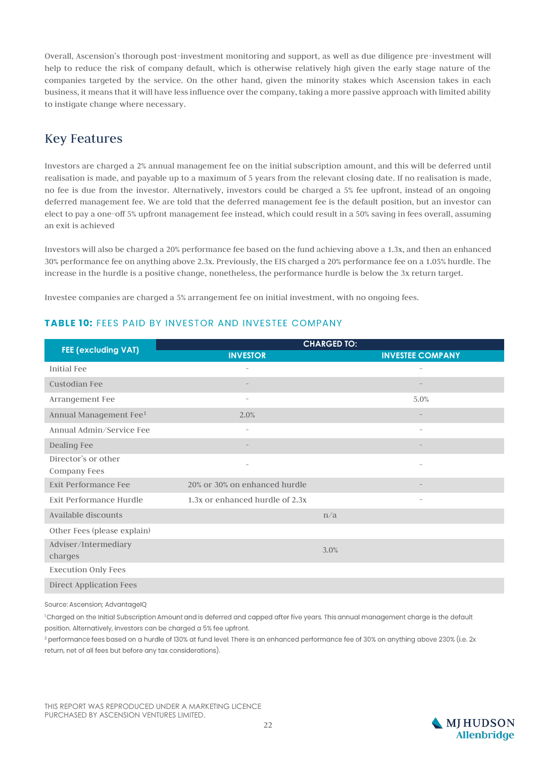Overall, Ascension's thorough post-investment monitoring and support, as well as due diligence pre-investment will help to reduce the risk of company default, which is otherwise relatively high given the early stage nature of the companies targeted by the service. On the other hand, given the minority stakes which Ascension takes in each business, it means that it will have less influence over the company, taking a more passive approach with limited ability to instigate change where necessary.

## Key Features

Investors are charged a 2% annual management fee on the initial subscription amount, and this will be deferred until realisation is made, and payable up to a maximum of 5 years from the relevant closing date. If no realisation is made, no fee is due from the investor. Alternatively, investors could be charged a 5% fee upfront, instead of an ongoing deferred management fee. We are told that the deferred management fee is the default position, but an investor can elect to pay a one-off 5% upfront management fee instead, which could result in a 50% saving in fees overall, assuming an exit is achieved

Investors will also be charged a 20% performance fee based on the fund achieving above a 1.3x, and then an enhanced 30% performance fee on anything above 2.3x. Previously, the EIS charged a 20% performance fee on a 1.05% hurdle. The increase in the hurdle is a positive change, nonetheless, the performance hurdle is below the 3x return target.

Investee companies are charged a 5% arrangement fee on initial investment, with no ongoing fees.

**TABLE 10:** FEES PAID BY INVESTOR AND INVESTEE COMPANY

| FEE (excluding VAT) | CHARGED TO: | |
|---|---|---|
| | INVESTOR | INVESTEE COMPANY |
| Initial Fee | - | - |
| Custodian Fee | - | - |
| Arrangement Fee | - | 5.0% |
| Annual Management Fee[1] | 2.0% | - |
| Annual Admin/Service Fee | - | - |
| Dealing Fee | - | - |
| Director's or other Company Fees | - | - |
| Exit Performance Fee | 20% or 30% on enhanced hurdle | - |
| Exit Performance Hurdle | 1.3x or enhanced hurdle of 2.3x | - |
| Available discounts | n/a | |
| Other Fees (please explain) | | |
| Adviser/Intermediary charges | 3.0% | |
| Execution Only Fees | | |
| Direct Application Fees | | |

Source: Ascension; AdvantageIQ

[1]Charged on the Initial Subscription Amount and is deferred and capped after five years. This annual management charge is the default position. Alternatively, investors can be charged a 5% fee upfront.

[2] performance fees based on a hurdle of 130% at fund level. There is an enhanced performance fee of 30% on anything above 230% (i.e. 2x return, net of all fees but before any tax considerations).

THIS REPORT WAS REPRODUCED UNDER A MARKETING LICENCE PURCHASED BY ASCENSION VENTURES LIMITED.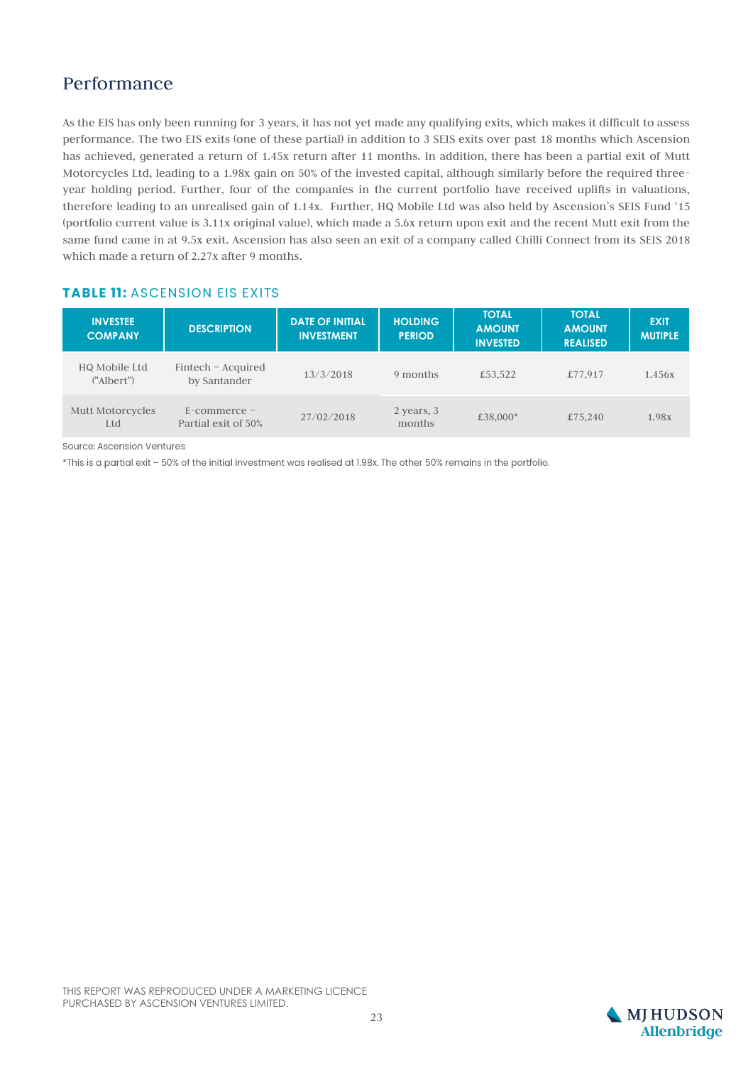## Performance

As the EIS has only been running for 3 years, it has not yet made any qualifying exits, which makes it difficult to assess performance. The two EIS exits (one of these partial) in addition to 3 SEIS exits over past 18 months which Ascension has achieved, generated a return of 1.45x return after 11 months. In addition, there has been a partial exit of Mutt Motorcycles Ltd, leading to a 1.98x gain on 50% of the invested capital, although similarly before the required three-year holding period. Further, four of the companies in the current portfolio have received uplifts in valuations, therefore leading to an unrealised gain of 1.14x. Further, HQ Mobile Ltd was also held by Ascension's SEIS Fund '15 (portfolio current value is 3.11x original value), which made a 5.6x return upon exit and the recent Mutt exit from the same fund came in at 9.5x exit. Ascension has also seen an exit of a company called Chilli Connect from its SEIS 2018 which made a return of 2.27x after 9 months.

### **TABLE 11:** ASCENSION EIS EXITS

| INVESTEE COMPANY | DESCRIPTION | DATE OF INITIAL INVESTMENT | HOLDING PERIOD | TOTAL AMOUNT INVESTED | TOTAL AMOUNT REALISED | EXIT MUTIPLE |
|---|---|---|---|---|---|---|
| HQ Mobile Ltd ("Albert") | Fintech – Acquired by Santander | 13/3/2018 | 9 months | £53,522 | £77,917 | 1.456x |
| Mutt Motorcycles Ltd | E-commerce – Partial exit of 50% | 27/02/2018 | 2 years, 3 months | £38,000* | £75,240 | 1.98x |

Source: Ascension Ventures

*This is a partial exit – 50% of the initial investment was realised at 1.98x. The other 50% remains in the portfolio.

THIS REPORT WAS REPRODUCED UNDER A MARKETING LICENCE PURCHASED BY ASCENSION VENTURES LIMITED.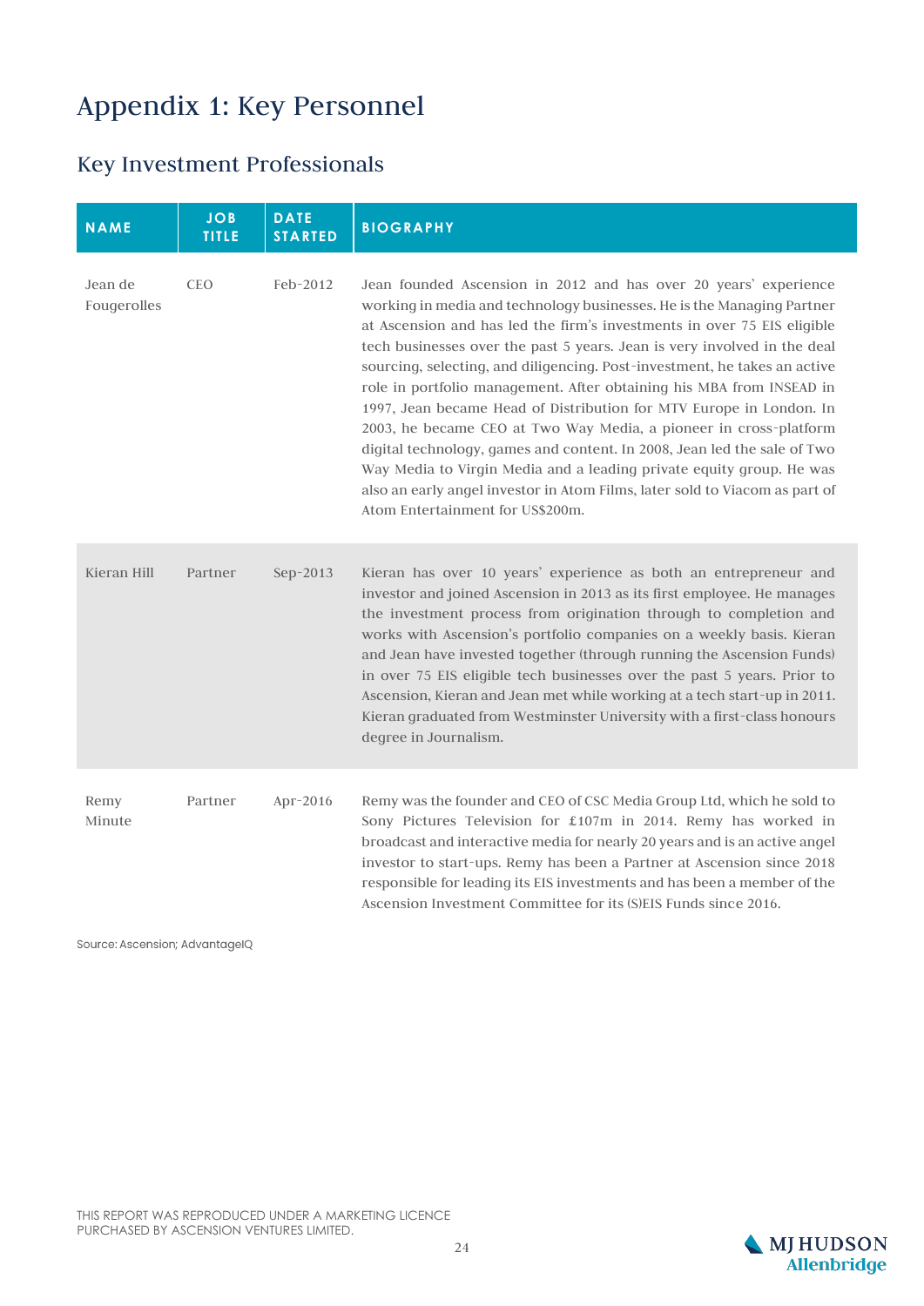# Appendix 1: Key Personnel

## Key Investment Professionals

| NAME | JOB TITLE | DATE STARTED | BIOGRAPHY |
|---|---|---|---|
| Jean de Fougerolles | CEO | Feb-2012 | Jean founded Ascension in 2012 and has over 20 years' experience working in media and technology businesses. He is the Managing Partner at Ascension and has led the firm's investments in over 75 EIS eligible tech businesses over the past 5 years. Jean is very involved in the deal sourcing, selecting, and diligencing. Post-investment, he takes an active role in portfolio management. After obtaining his MBA from INSEAD in 1997, Jean became Head of Distribution for MTV Europe in London. In 2003, he became CEO at Two Way Media, a pioneer in cross-platform digital technology, games and content. In 2008, Jean led the sale of Two Way Media to Virgin Media and a leading private equity group. He was also an early angel investor in Atom Films, later sold to Viacom as part of Atom Entertainment for US$200m. |
| Kieran Hill | Partner | Sep-2013 | Kieran has over 10 years' experience as both an entrepreneur and investor and joined Ascension in 2013 as its first employee. He manages the investment process from origination through to completion and works with Ascension's portfolio companies on a weekly basis. Kieran and Jean have invested together (through running the Ascension Funds) in over 75 EIS eligible tech businesses over the past 5 years. Prior to Ascension, Kieran and Jean met while working at a tech start-up in 2011. Kieran graduated from Westminster University with a first-class honours degree in Journalism. |
| Remy Minute | Partner | Apr-2016 | Remy was the founder and CEO of CSC Media Group Ltd, which he sold to Sony Pictures Television for £107m in 2014. Remy has worked in broadcast and interactive media for nearly 20 years and is an active angel investor to start-ups. Remy has been a Partner at Ascension since 2018 responsible for leading its EIS investments and has been a member of the Ascension Investment Committee for its (S)EIS Funds since 2016. |

Source: Ascension; AdvantageIQ

THIS REPORT WAS REPRODUCED UNDER A MARKETING LICENCE PURCHASED BY ASCENSION VENTURES LIMITED.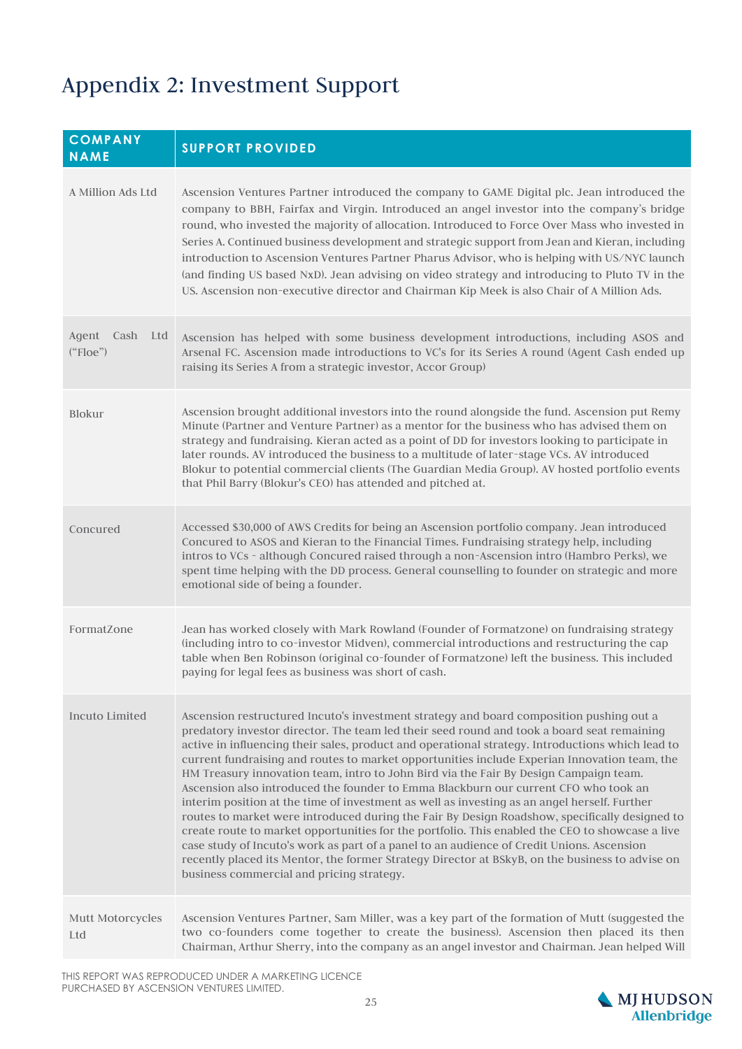# Appendix 2: Investment Support

| COMPANY NAME | SUPPORT PROVIDED |
|---|---|
| A Million Ads Ltd | Ascension Ventures Partner introduced the company to GAME Digital plc. Jean introduced the company to BBH, Fairfax and Virgin. Introduced an angel investor into the company's bridge round, who invested the majority of allocation. Introduced to Force Over Mass who invested in Series A. Continued business development and strategic support from Jean and Kieran, including introduction to Ascension Ventures Partner Pharus Advisor, who is helping with US/NYC launch (and finding US based NxD). Jean advising on video strategy and introducing to Pluto TV in the US. Ascension non-executive director and Chairman Kip Meek is also Chair of A Million Ads. |
| Agent Cash Ltd ("Floe") | Ascension has helped with some business development introductions, including ASOS and Arsenal FC. Ascension made introductions to VC's for its Series A round (Agent Cash ended up raising its Series A from a strategic investor, Accor Group) |
| Blokur | Ascension brought additional investors into the round alongside the fund. Ascension put Remy Minute (Partner and Venture Partner) as a mentor for the business who has advised them on strategy and fundraising. Kieran acted as a point of DD for investors looking to participate in later rounds. AV introduced the business to a multitude of later-stage VCs. AV introduced Blokur to potential commercial clients (The Guardian Media Group). AV hosted portfolio events that Phil Barry (Blokur's CEO) has attended and pitched at. |
| Concured | Accessed $30,000 of AWS Credits for being an Ascension portfolio company. Jean introduced Concured to ASOS and Kieran to the Financial Times. Fundraising strategy help, including intros to VCs - although Concured raised through a non-Ascension intro (Hambro Perks), we spent time helping with the DD process. General counselling to founder on strategic and more emotional side of being a founder. |
| FormatZone | Jean has worked closely with Mark Rowland (Founder of Formatzone) on fundraising strategy (including intro to co-investor Midven), commercial introductions and restructuring the cap table when Ben Robinson (original co-founder of Formatzone) left the business. This included paying for legal fees as business was short of cash. |
| Incuto Limited | Ascension restructured Incuto's investment strategy and board composition pushing out a predatory investor director. The team led their seed round and took a board seat remaining active in influencing their sales, product and operational strategy. Introductions which lead to current fundraising and routes to market opportunities include Experian Innovation team, the HM Treasury innovation team, intro to John Bird via the Fair By Design Campaign team. Ascension also introduced the founder to Emma Blackburn our current CFO who took an interim position at the time of investment as well as investing as an angel herself. Further routes to market were introduced during the Fair By Design Roadshow, specifically designed to create route to market opportunities for the portfolio. This enabled the CEO to showcase a live case study of Incuto's work as part of a panel to an audience of Credit Unions. Ascension recently placed its Mentor, the former Strategy Director at BSkyB, on the business to advise on business commercial and pricing strategy. |
| Mutt Motorcycles Ltd | Ascension Ventures Partner, Sam Miller, was a key part of the formation of Mutt (suggested the two co-founders come together to create the business). Ascension then placed its then Chairman, Arthur Sherry, into the company as an angel investor and Chairman. Jean helped Will |

THIS REPORT WAS REPRODUCED UNDER A MARKETING LICENCE PURCHASED BY ASCENSION VENTURES LIMITED.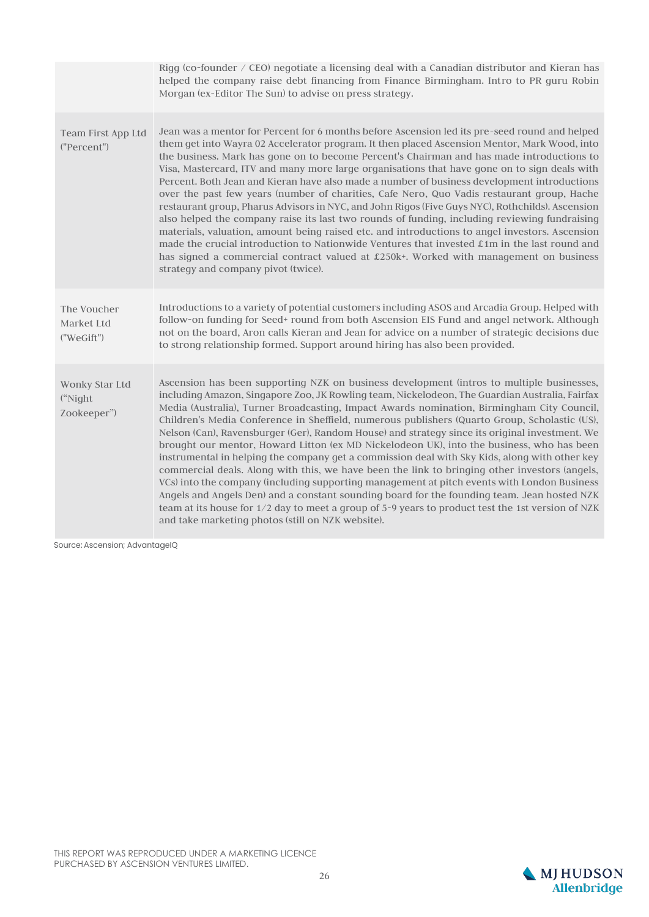|  |  |
|---|---|
|  | Rigg (co-founder / CEO) negotiate a licensing deal with a Canadian distributor and Kieran has helped the company raise debt financing from Finance Birmingham. Intro to PR guru Robin Morgan (ex-Editor The Sun) to advise on press strategy. |
| Team First App Ltd ("Percent") | Jean was a mentor for Percent for 6 months before Ascension led its pre-seed round and helped them get into Wayra 02 Accelerator program. It then placed Ascension Mentor, Mark Wood, into the business. Mark has gone on to become Percent's Chairman and has made introductions to Visa, Mastercard, ITV and many more large organisations that have gone on to sign deals with Percent. Both Jean and Kieran have also made a number of business development introductions over the past few years (number of charities, Cafe Nero, Quo Vadis restaurant group, Hache restaurant group, Pharus Advisors in NYC, and John Rigos (Five Guys NYC), Rothchilds). Ascension also helped the company raise its last two rounds of funding, including reviewing fundraising materials, valuation, amount being raised etc. and introductions to angel investors. Ascension made the crucial introduction to Nationwide Ventures that invested £1m in the last round and has signed a commercial contract valued at £250k+. Worked with management on business strategy and company pivot (twice). |
| The Voucher Market Ltd ("WeGift") | Introductions to a variety of potential customers including ASOS and Arcadia Group. Helped with follow-on funding for Seed+ round from both Ascension EIS Fund and angel network. Although not on the board, Aron calls Kieran and Jean for advice on a number of strategic decisions due to strong relationship formed. Support around hiring has also been provided. |
| Wonky Star Ltd ("Night Zookeeper") | Ascension has been supporting NZK on business development (intros to multiple businesses, including Amazon, Singapore Zoo, JK Rowling team, Nickelodeon, The Guardian Australia, Fairfax Media (Australia), Turner Broadcasting, Impact Awards nomination, Birmingham City Council, Children's Media Conference in Sheffield, numerous publishers (Quarto Group, Scholastic (US), Nelson (Can), Ravensburger (Ger), Random House) and strategy since its original investment. We brought our mentor, Howard Litton (ex MD Nickelodeon UK), into the business, who has been instrumental in helping the company get a commission deal with Sky Kids, along with other key commercial deals. Along with this, we have been the link to bringing other investors (angels, VCs) into the company (including supporting management at pitch events with London Business Angels and Angels Den) and a constant sounding board for the founding team. Jean hosted NZK team at its house for 1/2 day to meet a group of 5-9 years to product test the 1st version of NZK and take marketing photos (still on NZK website). |

Source: Ascension; AdvantageIQ

THIS REPORT WAS REPRODUCED UNDER A MARKETING LICENCE PURCHASED BY ASCENSION VENTURES LIMITED.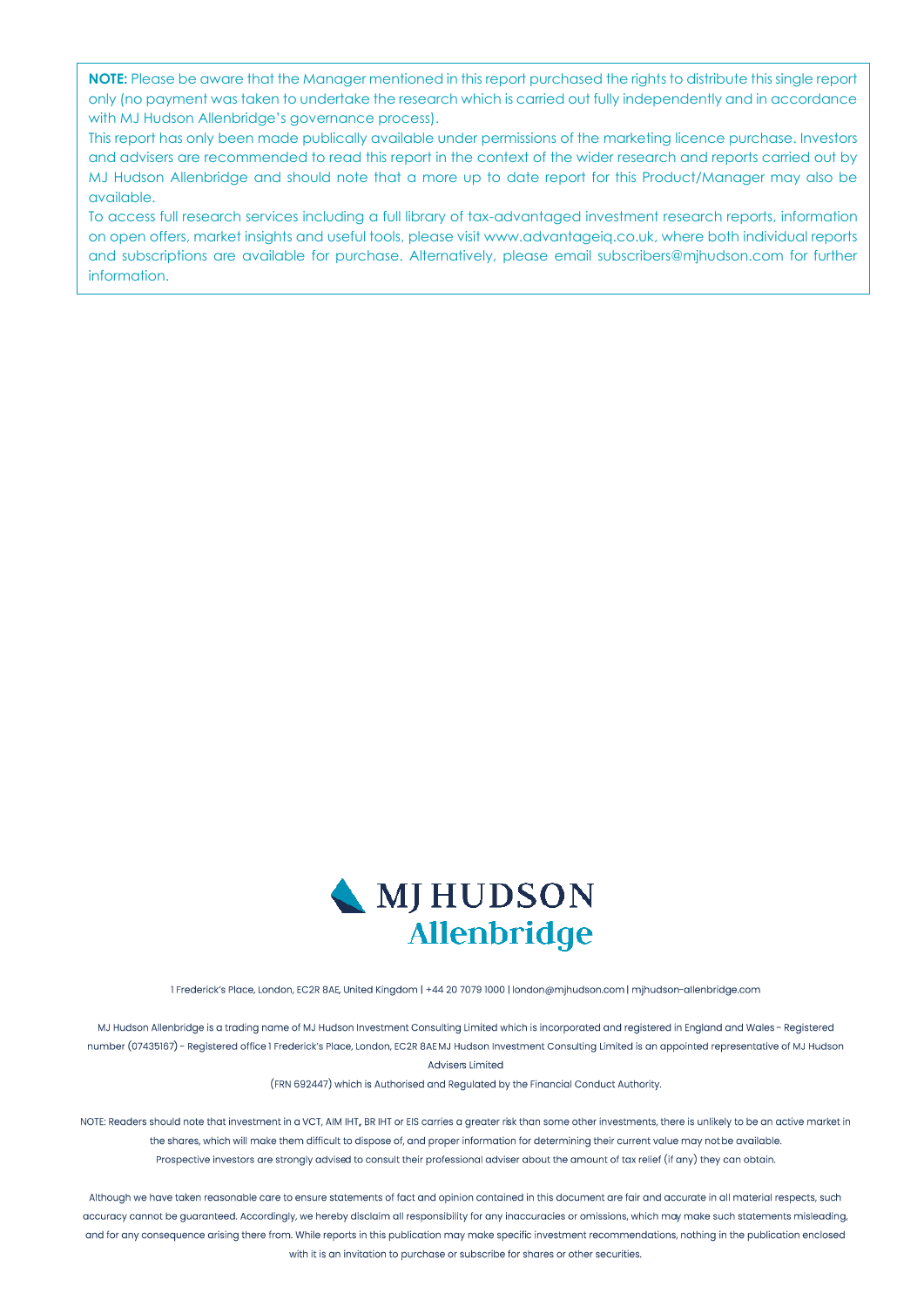**NOTE:** Please be aware that the Manager mentioned in this report purchased the rights to distribute this single report only (no payment was taken to undertake the research which is carried out fully independently and in accordance with MJ Hudson Allenbridge's governance process).

This report has only been made publically available under permissions of the marketing licence purchase. Investors and advisers are recommended to read this report in the context of the wider research and reports carried out by MJ Hudson Allenbridge and should note that a more up to date report for this Product/Manager may also be available.

To access full research services including a full library of tax-advantaged investment research reports, information on open offers, market insights and useful tools, please visit www.advantageiq.co.uk, where both individual reports and subscriptions are available for purchase. Alternatively, please email subscribers@mjhudson.com for further information.

MJ HUDSON
Allenbridge

1 Frederick's Place, London, EC2R 8AE, United Kingdom | +44 20 7079 1000 | london@mjhudson.com | mjhudson-allenbridge.com

MJ Hudson Allenbridge is a trading name of MJ Hudson Investment Consulting Limited which is incorporated and registered in England and Wales – Registered number (07435167) – Registered office 1 Frederick's Place, London, EC2R 8AE MJ Hudson Investment Consulting Limited is an appointed representative of MJ Hudson Advisers Limited

(FRN 692447) which is Authorised and Regulated by the Financial Conduct Authority.

NOTE: Readers should note that investment in a VCT, AIM IHT, BR IHT or EIS carries a greater risk than some other investments, there is unlikely to be an active market in the shares, which will make them difficult to dispose of, and proper information for determining their current value may not be available. Prospective investors are strongly advised to consult their professional adviser about the amount of tax relief (if any) they can obtain.

Although we have taken reasonable care to ensure statements of fact and opinion contained in this document are fair and accurate in all material respects, such accuracy cannot be guaranteed. Accordingly, we hereby disclaim all responsibility for any inaccuracies or omissions, which may make such statements misleading, and for any consequence arising there from. While reports in this publication may make specific investment recommendations, nothing in the publication enclosed with it is an invitation to purchase or subscribe for shares or other securities.